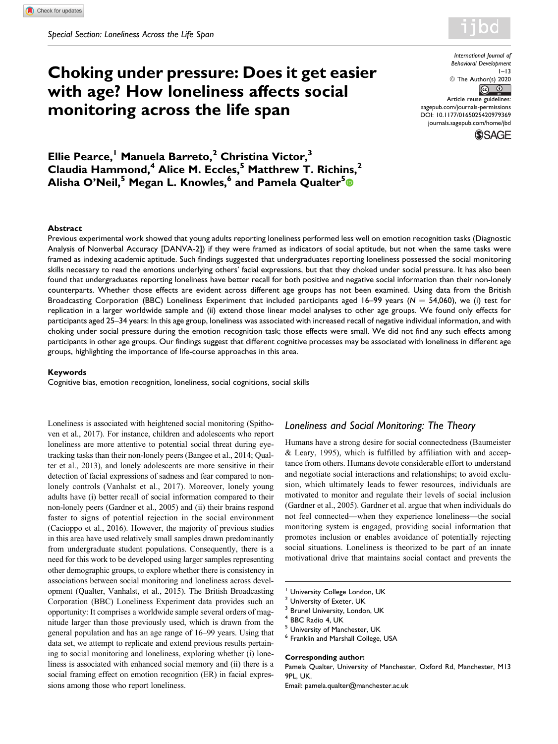Special Section: Loneliness Across the Life Span

# Choking under pressure: Does it get easier with age? How loneliness affects social monitoring across the life span

International Journal of Behavioral Development
© The Author(s) 2020
Article reuse guidelines: sagepub.com/journals-permissions
DOI: 10.1177/0165025420979369
journals.sagepub.com/home/jbd

**Ellie Pearce,[1] Manuela Barreto,[2] Christina Victor,[3] Claudia Hammond,[4] Alice M. Eccles,[5] Matthew T. Richins,[2] Alisha O'Neil,[5] Megan L. Knowles,[6] and Pamela Qualter[5]**

### Abstract

Previous experimental work showed that young adults reporting loneliness performed less well on emotion recognition tasks (Diagnostic Analysis of Nonverbal Accuracy [DANVA-2]) if they were framed as indicators of social aptitude, but not when the same tasks were framed as indexing academic aptitude. Such findings suggested that undergraduates reporting loneliness possessed the social monitoring skills necessary to read the emotions underlying others' facial expressions, but that they choked under social pressure. It has also been found that undergraduates reporting loneliness have better recall for both positive and negative social information than their non-lonely counterparts. Whether those effects are evident across different age groups has not been examined. Using data from the British Broadcasting Corporation (BBC) Loneliness Experiment that included participants aged 16–99 years ($N = 54{,}060$), we (i) test for replication in a larger worldwide sample and (ii) extend those linear model analyses to other age groups. We found only effects for participants aged 25–34 years: In this age group, loneliness was associated with increased recall of negative individual information, and with choking under social pressure during the emotion recognition task; those effects were small. We did not find any such effects among participants in other age groups. Our findings suggest that different cognitive processes may be associated with loneliness in different age groups, highlighting the importance of life-course approaches in this area.

### Keywords

Cognitive bias, emotion recognition, loneliness, social cognitions, social skills

Loneliness is associated with heightened social monitoring (Spithoven et al., 2017). For instance, children and adolescents who report loneliness are more attentive to potential social threat during eye-tracking tasks than their non-lonely peers (Bangee et al., 2014; Qualter et al., 2013), and lonely adolescents are more sensitive in their detection of facial expressions of sadness and fear compared to non-lonely controls (Vanhalst et al., 2017). Moreover, lonely young adults have (i) better recall of social information compared to their non-lonely peers (Gardner et al., 2005) and (ii) their brains respond faster to signs of potential rejection in the social environment (Cacioppo et al., 2016). However, the majority of previous studies in this area have used relatively small samples drawn predominantly from undergraduate student populations. Consequently, there is a need for this work to be developed using larger samples representing other demographic groups, to explore whether there is consistency in associations between social monitoring and loneliness across development (Qualter, Vanhalst, et al., 2015). The British Broadcasting Corporation (BBC) Loneliness Experiment data provides such an opportunity: It comprises a worldwide sample several orders of magnitude larger than those previously used, which is drawn from the general population and has an age range of 16–99 years. Using that data set, we attempt to replicate and extend previous results pertaining to social monitoring and loneliness, exploring whether (i) loneliness is associated with enhanced social memory and (ii) there is a social framing effect on emotion recognition (ER) in facial expressions among those who report loneliness.

## Loneliness and Social Monitoring: The Theory

Humans have a strong desire for social connectedness (Baumeister & Leary, 1995), which is fulfilled by affiliation with and acceptance from others. Humans devote considerable effort to understand and negotiate social interactions and relationships; to avoid exclusion, which ultimately leads to fewer resources, individuals are motivated to monitor and regulate their levels of social inclusion (Gardner et al., 2005). Gardner et al. argue that when individuals do not feel connected—when they experience loneliness—the social monitoring system is engaged, providing social information that promotes inclusion or enables avoidance of potentially rejecting social situations. Loneliness is theorized to be part of an innate motivational drive that maintains social contact and prevents the

[1] University College London, UK
[2] University of Exeter, UK
[3] Brunel University, London, UK
[4] BBC Radio 4, UK
[5] University of Manchester, UK
[6] Franklin and Marshall College, USA

**Corresponding author:**
Pamela Qualter, University of Manchester, Oxford Rd, Manchester, M13 9PL, UK.
Email: pamela.qualter@manchester.ac.uk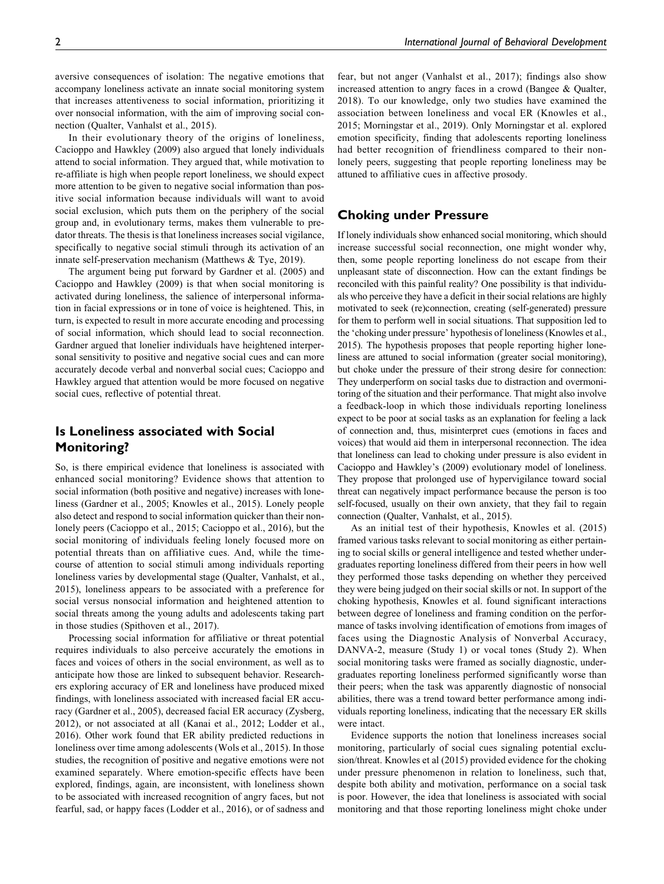aversive consequences of isolation: The negative emotions that accompany loneliness activate an innate social monitoring system that increases attentiveness to social information, prioritizing it over nonsocial information, with the aim of improving social connection (Qualter, Vanhalst et al., 2015).

In their evolutionary theory of the origins of loneliness, Cacioppo and Hawkley (2009) also argued that lonely individuals attend to social information. They argued that, while motivation to re-affiliate is high when people report loneliness, we should expect more attention to be given to negative social information than positive social information because individuals will want to avoid social exclusion, which puts them on the periphery of the social group and, in evolutionary terms, makes them vulnerable to predator threats. The thesis is that loneliness increases social vigilance, specifically to negative social stimuli through its activation of an innate self-preservation mechanism (Matthews & Tye, 2019).

The argument being put forward by Gardner et al. (2005) and Cacioppo and Hawkley (2009) is that when social monitoring is activated during loneliness, the salience of interpersonal information in facial expressions or in tone of voice is heightened. This, in turn, is expected to result in more accurate encoding and processing of social information, which should lead to social reconnection. Gardner argued that lonelier individuals have heightened interpersonal sensitivity to positive and negative social cues and can more accurately decode verbal and nonverbal social cues; Cacioppo and Hawkley argued that attention would be more focused on negative social cues, reflective of potential threat.

## Is Loneliness associated with Social Monitoring?

So, is there empirical evidence that loneliness is associated with enhanced social monitoring? Evidence shows that attention to social information (both positive and negative) increases with loneliness (Gardner et al., 2005; Knowles et al., 2015). Lonely people also detect and respond to social information quicker than their nonlonely peers (Cacioppo et al., 2015; Cacioppo et al., 2016), but the social monitoring of individuals feeling lonely focused more on potential threats than on affiliative cues. And, while the time-course of attention to social stimuli among individuals reporting loneliness varies by developmental stage (Qualter, Vanhalst, et al., 2015), loneliness appears to be associated with a preference for social versus nonsocial information and heightened attention to social threats among the young adults and adolescents taking part in those studies (Spithoven et al., 2017).

Processing social information for affiliative or threat potential requires individuals to also perceive accurately the emotions in faces and voices of others in the social environment, as well as to anticipate how those are linked to subsequent behavior. Researchers exploring accuracy of ER and loneliness have produced mixed findings, with loneliness associated with increased facial ER accuracy (Gardner et al., 2005), decreased facial ER accuracy (Zysberg, 2012), or not associated at all (Kanai et al., 2012; Lodder et al., 2016). Other work found that ER ability predicted reductions in loneliness over time among adolescents (Wols et al., 2015). In those studies, the recognition of positive and negative emotions were not examined separately. Where emotion-specific effects have been explored, findings, again, are inconsistent, with loneliness shown to be associated with increased recognition of angry faces, but not fearful, sad, or happy faces (Lodder et al., 2016), or of sadness and fear, but not anger (Vanhalst et al., 2017); findings also show increased attention to angry faces in a crowd (Bangee & Qualter, 2018). To our knowledge, only two studies have examined the association between loneliness and vocal ER (Knowles et al., 2015; Morningstar et al., 2019). Only Morningstar et al. explored emotion specificity, finding that adolescents reporting loneliness had better recognition of friendliness compared to their nonlonely peers, suggesting that people reporting loneliness may be attuned to affiliative cues in affective prosody.

## Choking under Pressure

If lonely individuals show enhanced social monitoring, which should increase successful social reconnection, one might wonder why, then, some people reporting loneliness do not escape from their unpleasant state of disconnection. How can the extant findings be reconciled with this painful reality? One possibility is that individuals who perceive they have a deficit in their social relations are highly motivated to seek (re)connection, creating (self-generated) pressure for them to perform well in social situations. That supposition led to the 'choking under pressure' hypothesis of loneliness (Knowles et al., 2015). The hypothesis proposes that people reporting higher loneliness are attuned to social information (greater social monitoring), but choke under the pressure of their strong desire for connection: They underperform on social tasks due to distraction and overmonitoring of the situation and their performance. That might also involve a feedback-loop in which those individuals reporting loneliness expect to be poor at social tasks as an explanation for feeling a lack of connection and, thus, misinterpret cues (emotions in faces and voices) that would aid them in interpersonal reconnection. The idea that loneliness can lead to choking under pressure is also evident in Cacioppo and Hawkley's (2009) evolutionary model of loneliness. They propose that prolonged use of hypervigilance toward social threat can negatively impact performance because the person is too self-focused, usually on their own anxiety, that they fail to regain connection (Qualter, Vanhalst, et al., 2015).

As an initial test of their hypothesis, Knowles et al. (2015) framed various tasks relevant to social monitoring as either pertaining to social skills or general intelligence and tested whether undergraduates reporting loneliness differed from their peers in how well they performed those tasks depending on whether they perceived they were being judged on their social skills or not. In support of the choking hypothesis, Knowles et al. found significant interactions between degree of loneliness and framing condition on the performance of tasks involving identification of emotions from images of faces using the Diagnostic Analysis of Nonverbal Accuracy, DANVA-2, measure (Study 1) or vocal tones (Study 2). When social monitoring tasks were framed as socially diagnostic, undergraduates reporting loneliness performed significantly worse than their peers; when the task was apparently diagnostic of nonsocial abilities, there was a trend toward better performance among individuals reporting loneliness, indicating that the necessary ER skills were intact.

Evidence supports the notion that loneliness increases social monitoring, particularly of social cues signaling potential exclusion/threat. Knowles et al (2015) provided evidence for the choking under pressure phenomenon in relation to loneliness, such that, despite both ability and motivation, performance on a social task is poor. However, the idea that loneliness is associated with social monitoring and that those reporting loneliness might choke under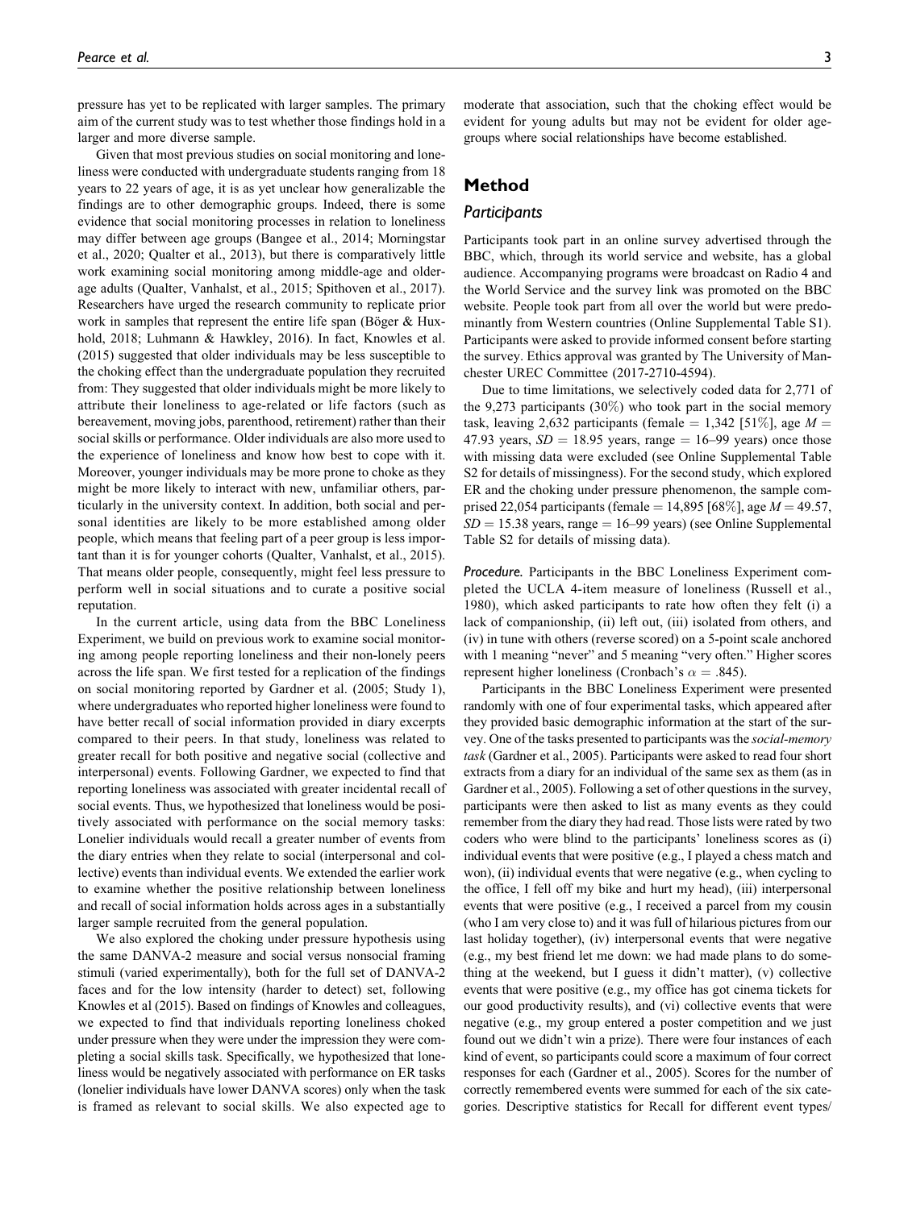pressure has yet to be replicated with larger samples. The primary aim of the current study was to test whether those findings hold in a larger and more diverse sample.

Given that most previous studies on social monitoring and loneliness were conducted with undergraduate students ranging from 18 years to 22 years of age, it is as yet unclear how generalizable the findings are to other demographic groups. Indeed, there is some evidence that social monitoring processes in relation to loneliness may differ between age groups (Bangee et al., 2014; Morningstar et al., 2020; Qualter et al., 2013), but there is comparatively little work examining social monitoring among middle-age and older-age adults (Qualter, Vanhalst, et al., 2015; Spithoven et al., 2017). Researchers have urged the research community to replicate prior work in samples that represent the entire life span (Böger & Huxhold, 2018; Luhmann & Hawkley, 2016). In fact, Knowles et al. (2015) suggested that older individuals may be less susceptible to the choking effect than the undergraduate population they recruited from: They suggested that older individuals might be more likely to attribute their loneliness to age-related or life factors (such as bereavement, moving jobs, parenthood, retirement) rather than their social skills or performance. Older individuals are also more used to the experience of loneliness and know how best to cope with it. Moreover, younger individuals may be more prone to choke as they might be more likely to interact with new, unfamiliar others, particularly in the university context. In addition, both social and personal identities are likely to be more established among older people, which means that feeling part of a peer group is less important than it is for younger cohorts (Qualter, Vanhalst, et al., 2015). That means older people, consequently, might feel less pressure to perform well in social situations and to curate a positive social reputation.

In the current article, using data from the BBC Loneliness Experiment, we build on previous work to examine social monitoring among people reporting loneliness and their non-lonely peers across the life span. We first tested for a replication of the findings on social monitoring reported by Gardner et al. (2005; Study 1), where undergraduates who reported higher loneliness were found to have better recall of social information provided in diary excerpts compared to their peers. In that study, loneliness was related to greater recall for both positive and negative social (collective and interpersonal) events. Following Gardner, we expected to find that reporting loneliness was associated with greater incidental recall of social events. Thus, we hypothesized that loneliness would be positively associated with performance on the social memory tasks: Lonelier individuals would recall a greater number of events from the diary entries when they relate to social (interpersonal and collective) events than individual events. We extended the earlier work to examine whether the positive relationship between loneliness and recall of social information holds across ages in a substantially larger sample recruited from the general population.

We also explored the choking under pressure hypothesis using the same DANVA-2 measure and social versus nonsocial framing stimuli (varied experimentally), both for the full set of DANVA-2 faces and for the low intensity (harder to detect) set, following Knowles et al (2015). Based on findings of Knowles and colleagues, we expected to find that individuals reporting loneliness choked under pressure when they were under the impression they were completing a social skills task. Specifically, we hypothesized that loneliness would be negatively associated with performance on ER tasks (lonelier individuals have lower DANVA scores) only when the task is framed as relevant to social skills. We also expected age to moderate that association, such that the choking effect would be evident for young adults but may not be evident for older age-groups where social relationships have become established.

## Method

### Participants

Participants took part in an online survey advertised through the BBC, which, through its world service and website, has a global audience. Accompanying programs were broadcast on Radio 4 and the World Service and the survey link was promoted on the BBC website. People took part from all over the world but were predominantly from Western countries (Online Supplemental Table S1). Participants were asked to provide informed consent before starting the survey. Ethics approval was granted by The University of Manchester UREC Committee (2017-2710-4594).

Due to time limitations, we selectively coded data for 2,771 of the 9,273 participants (30%) who took part in the social memory task, leaving 2,632 participants (female = 1,342 [51%], age $M$ = 47.93 years, $SD$ = 18.95 years, range = 16–99 years) once those with missing data were excluded (see Online Supplemental Table S2 for details of missingness). For the second study, which explored ER and the choking under pressure phenomenon, the sample comprised 22,054 participants (female = 14,895 [68%], age $M$ = 49.57, $SD$ = 15.38 years, range = 16–99 years) (see Online Supplemental Table S2 for details of missing data).

*Procedure.* Participants in the BBC Loneliness Experiment completed the UCLA 4-item measure of loneliness (Russell et al., 1980), which asked participants to rate how often they felt (i) a lack of companionship, (ii) left out, (iii) isolated from others, and (iv) in tune with others (reverse scored) on a 5-point scale anchored with 1 meaning "never" and 5 meaning "very often." Higher scores represent higher loneliness (Cronbach's $\alpha$ = .845).

Participants in the BBC Loneliness Experiment were presented randomly with one of four experimental tasks, which appeared after they provided basic demographic information at the start of the survey. One of the tasks presented to participants was the *social-memory task* (Gardner et al., 2005). Participants were asked to read four short extracts from a diary for an individual of the same sex as them (as in Gardner et al., 2005). Following a set of other questions in the survey, participants were then asked to list as many events as they could remember from the diary they had read. Those lists were rated by two coders who were blind to the participants' loneliness scores as (i) individual events that were positive (e.g., I played a chess match and won), (ii) individual events that were negative (e.g., when cycling to the office, I fell off my bike and hurt my head), (iii) interpersonal events that were positive (e.g., I received a parcel from my cousin (who I am very close to) and it was full of hilarious pictures from our last holiday together), (iv) interpersonal events that were negative (e.g., my best friend let me down: we had made plans to do something at the weekend, but I guess it didn't matter), (v) collective events that were positive (e.g., my office has got cinema tickets for our good productivity results), and (vi) collective events that were negative (e.g., my group entered a poster competition and we just found out we didn't win a prize). There were four instances of each kind of event, so participants could score a maximum of four correct responses for each (Gardner et al., 2005). Scores for the number of correctly remembered events were summed for each of the six categories. Descriptive statistics for Recall for different event types/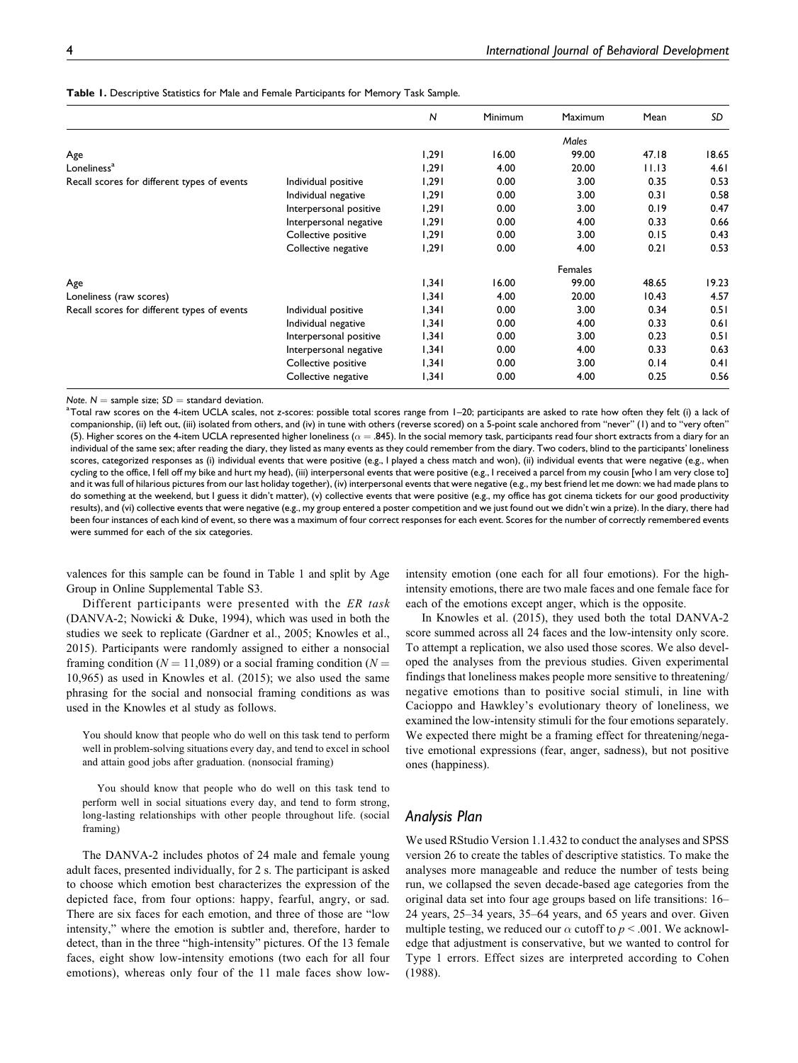**Table 1.** Descriptive Statistics for Male and Female Participants for Memory Task Sample.

| | | *N* | Minimum | Maximum | Mean | *SD* |
|---|---|---|---|---|---|---|
| | | | | *Males* | | |
| Age | | 1,291 | 16.00 | 99.00 | 47.18 | 18.65 |
| Loneliness[a] | | 1,291 | 4.00 | 20.00 | 11.13 | 4.61 |
| Recall scores for different types of events | Individual positive | 1,291 | 0.00 | 3.00 | 0.35 | 0.53 |
| | Individual negative | 1,291 | 0.00 | 3.00 | 0.31 | 0.58 |
| | Interpersonal positive | 1,291 | 0.00 | 3.00 | 0.19 | 0.47 |
| | Interpersonal negative | 1,291 | 0.00 | 4.00 | 0.33 | 0.66 |
| | Collective positive | 1,291 | 0.00 | 3.00 | 0.15 | 0.43 |
| | Collective negative | 1,291 | 0.00 | 4.00 | 0.21 | 0.53 |
| | | | | Females | | |
| Age | | 1,341 | 16.00 | 99.00 | 48.65 | 19.23 |
| Loneliness (raw scores) | | 1,341 | 4.00 | 20.00 | 10.43 | 4.57 |
| Recall scores for different types of events | Individual positive | 1,341 | 0.00 | 3.00 | 0.34 | 0.51 |
| | Individual negative | 1,341 | 0.00 | 4.00 | 0.33 | 0.61 |
| | Interpersonal positive | 1,341 | 0.00 | 3.00 | 0.23 | 0.51 |
| | Interpersonal negative | 1,341 | 0.00 | 4.00 | 0.33 | 0.63 |
| | Collective positive | 1,341 | 0.00 | 3.00 | 0.14 | 0.41 |
| | Collective negative | 1,341 | 0.00 | 4.00 | 0.25 | 0.56 |

*Note.* $N$ = sample size; $SD$ = standard deviation.

[a]Total raw scores on the 4-item UCLA scales, not z-scores: possible total scores range from 1–20; participants are asked to rate how often they felt (i) a lack of companionship, (ii) left out, (iii) isolated from others, and (iv) in tune with others (reverse scored) on a 5-point scale anchored from "never" (1) and to "very often" (5). Higher scores on the 4-item UCLA represented higher loneliness ($\alpha = .845$). In the social memory task, participants read four short extracts from a diary for an individual of the same sex; after reading the diary, they listed as many events as they could remember from the diary. Two coders, blind to the participants' loneliness scores, categorized responses as (i) individual events that were positive (e.g., I played a chess match and won), (ii) individual events that were negative (e.g., when cycling to the office, I fell off my bike and hurt my head), (iii) interpersonal events that were positive (e.g., I received a parcel from my cousin [who I am very close to] and it was full of hilarious pictures from our last holiday together), (iv) interpersonal events that were negative (e.g., my best friend let me down: we had made plans to do something at the weekend, but I guess it didn't matter), (v) collective events that were positive (e.g., my office has got cinema tickets for our good productivity results), and (vi) collective events that were negative (e.g., my group entered a poster competition and we just found out we didn't win a prize). In the diary, there had been four instances of each kind of event, so there was a maximum of four correct responses for each event. Scores for the number of correctly remembered events were summed for each of the six categories.

valences for this sample can be found in Table 1 and split by Age Group in Online Supplemental Table S3.

Different participants were presented with the *ER task* (DANVA-2; Nowicki & Duke, 1994), which was used in both the studies we seek to replicate (Gardner et al., 2005; Knowles et al., 2015). Participants were randomly assigned to either a nonsocial framing condition ($N = 11{,}089$) or a social framing condition ($N = 10{,}965$) as used in Knowles et al. (2015); we also used the same phrasing for the social and nonsocial framing conditions as was used in the Knowles et al study as follows.

> You should know that people who do well on this task tend to perform well in problem-solving situations every day, and tend to excel in school and attain good jobs after graduation. (nonsocial framing)

> You should know that people who do well on this task tend to perform well in social situations every day, and tend to form strong, long-lasting relationships with other people throughout life. (social framing)

The DANVA-2 includes photos of 24 male and female young adult faces, presented individually, for 2 s. The participant is asked to choose which emotion best characterizes the expression of the depicted face, from four options: happy, fearful, angry, or sad. There are six faces for each emotion, and three of those are "low intensity," where the emotion is subtler and, therefore, harder to detect, than in the three "high-intensity" pictures. Of the 13 female faces, eight show low-intensity emotions (two each for all four emotions), whereas only four of the 11 male faces show low-intensity emotion (one each for all four emotions). For the high-intensity emotions, there are two male faces and one female face for each of the emotions except anger, which is the opposite.

In Knowles et al. (2015), they used both the total DANVA-2 score summed across all 24 faces and the low-intensity only score. To attempt a replication, we also used those scores. We also developed the analyses from the previous studies. Given experimental findings that loneliness makes people more sensitive to threatening/negative emotions than to positive social stimuli, in line with Cacioppo and Hawkley's evolutionary theory of loneliness, we examined the low-intensity stimuli for the four emotions separately. We expected there might be a framing effect for threatening/negative emotional expressions (fear, anger, sadness), but not positive ones (happiness).

## Analysis Plan

We used RStudio Version 1.1.432 to conduct the analyses and SPSS version 26 to create the tables of descriptive statistics. To make the analyses more manageable and reduce the number of tests being run, we collapsed the seven decade-based age categories from the original data set into four age groups based on life transitions: 16–24 years, 25–34 years, 35–64 years, and 65 years and over. Given multiple testing, we reduced our $\alpha$ cutoff to $p < .001$. We acknowledge that adjustment is conservative, but we wanted to control for Type 1 errors. Effect sizes are interpreted according to Cohen (1988).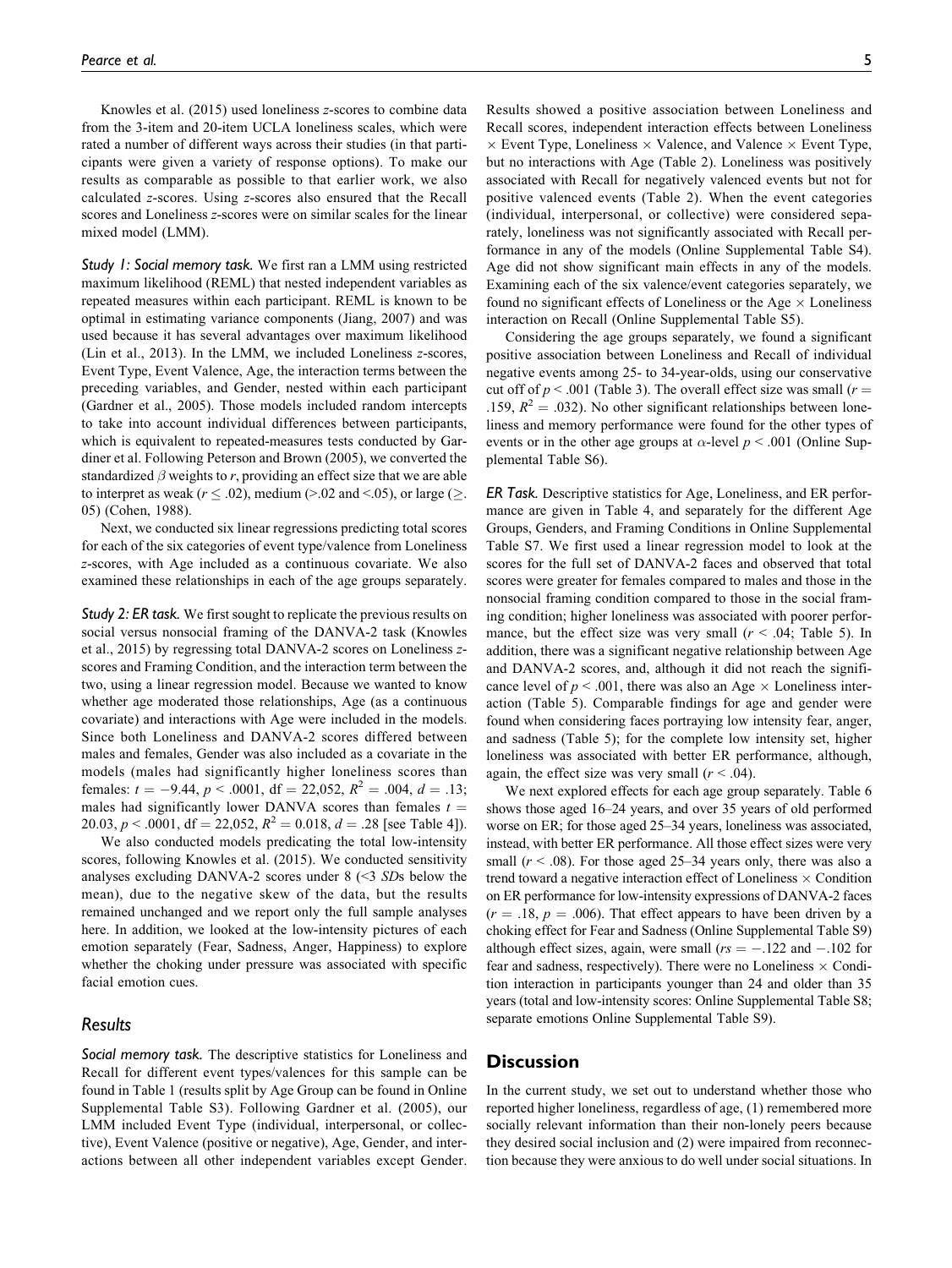Knowles et al. (2015) used loneliness *z*-scores to combine data from the 3-item and 20-item UCLA loneliness scales, which were rated a number of different ways across their studies (in that participants were given a variety of response options). To make our results as comparable as possible to that earlier work, we also calculated *z*-scores. Using *z*-scores also ensured that the Recall scores and Loneliness *z*-scores were on similar scales for the linear mixed model (LMM).

***Study 1: Social memory task.*** We first ran a LMM using restricted maximum likelihood (REML) that nested independent variables as repeated measures within each participant. REML is known to be optimal in estimating variance components (Jiang, 2007) and was used because it has several advantages over maximum likelihood (Lin et al., 2013). In the LMM, we included Loneliness *z*-scores, Event Type, Event Valence, Age, the interaction terms between the preceding variables, and Gender, nested within each participant (Gardner et al., 2005). Those models included random intercepts to take into account individual differences between participants, which is equivalent to repeated-measures tests conducted by Gardiner et al. Following Peterson and Brown (2005), we converted the standardized $\beta$ weights to *r*, providing an effect size that we are able to interpret as weak ($r \leq .02$), medium ($>.02$ and $<.05$), or large ($\geq .05$) (Cohen, 1988).

Next, we conducted six linear regressions predicting total scores for each of the six categories of event type/valence from Loneliness *z*-scores, with Age included as a continuous covariate. We also examined these relationships in each of the age groups separately.

***Study 2: ER task.*** We first sought to replicate the previous results on social versus nonsocial framing of the DANVA-2 task (Knowles et al., 2015) by regressing total DANVA-2 scores on Loneliness *z*-scores and Framing Condition, and the interaction term between the two, using a linear regression model. Because we wanted to know whether age moderated those relationships, Age (as a continuous covariate) and interactions with Age were included in the models. Since both Loneliness and DANVA-2 scores differed between males and females, Gender was also included as a covariate in the models (males had significantly higher loneliness scores than females: $t = -9.44$, $p < .0001$, $df = 22{,}052$, $R^2 = .004$, $d = .13$; males had significantly lower DANVA scores than females $t = 20.03$, $p < .0001$, $df = 22{,}052$, $R^2 = 0.018$, $d = .28$ [see Table 4]).

We also conducted models predicating the total low-intensity scores, following Knowles et al. (2015). We conducted sensitivity analyses excluding DANVA-2 scores under 8 (<3 *SD*s below the mean), due to the negative skew of the data, but the results remained unchanged and we report only the full sample analyses here. In addition, we looked at the low-intensity pictures of each emotion separately (Fear, Sadness, Anger, Happiness) to explore whether the choking under pressure was associated with specific facial emotion cues.

## Results

***Social memory task.*** The descriptive statistics for Loneliness and Recall for different event types/valences for this sample can be found in Table 1 (results split by Age Group can be found in Online Supplemental Table S3). Following Gardner et al. (2005), our LMM included Event Type (individual, interpersonal, or collective), Event Valence (positive or negative), Age, Gender, and interactions between all other independent variables except Gender. Results showed a positive association between Loneliness and Recall scores, independent interaction effects between Loneliness × Event Type, Loneliness × Valence, and Valence × Event Type, but no interactions with Age (Table 2). Loneliness was positively associated with Recall for negatively valenced events but not for positive valenced events (Table 2). When the event categories (individual, interpersonal, or collective) were considered separately, loneliness was not significantly associated with Recall performance in any of the models (Online Supplemental Table S4). Age did not show significant main effects in any of the models. Examining each of the six valence/event categories separately, we found no significant effects of Loneliness or the Age × Loneliness interaction on Recall (Online Supplemental Table S5).

Considering the age groups separately, we found a significant positive association between Loneliness and Recall of individual negative events among 25- to 34-year-olds, using our conservative cut off of $p < .001$ (Table 3). The overall effect size was small ($r = .159$, $R^2 = .032$). No other significant relationships between loneliness and memory performance were found for the other types of events or in the other age groups at $\alpha$-level $p < .001$ (Online Supplemental Table S6).

***ER Task.*** Descriptive statistics for Age, Loneliness, and ER performance are given in Table 4, and separately for the different Age Groups, Genders, and Framing Conditions in Online Supplemental Table S7. We first used a linear regression model to look at the scores for the full set of DANVA-2 faces and observed that total scores were greater for females compared to males and those in the nonsocial framing condition compared to those in the social framing condition; higher loneliness was associated with poorer performance, but the effect size was very small ($r < .04$; Table 5). In addition, there was a significant negative relationship between Age and DANVA-2 scores, and, although it did not reach the significance level of $p < .001$, there was also an Age × Loneliness interaction (Table 5). Comparable findings for age and gender were found when considering faces portraying low intensity fear, anger, and sadness (Table 5); for the complete low intensity set, higher loneliness was associated with better ER performance, although, again, the effect size was very small ($r < .04$).

We next explored effects for each age group separately. Table 6 shows those aged 16–24 years, and over 35 years of old performed worse on ER; for those aged 25–34 years, loneliness was associated, instead, with better ER performance. All those effect sizes were very small ($r < .08$). For those aged 25–34 years only, there was also a trend toward a negative interaction effect of Loneliness × Condition on ER performance for low-intensity expressions of DANVA-2 faces ($r = .18$, $p = .006$). That effect appears to have been driven by a choking effect for Fear and Sadness (Online Supplemental Table S9) although effect sizes, again, were small ($rs = -.122$ and $-.102$ for fear and sadness, respectively). There were no Loneliness × Condition interaction in participants younger than 24 and older than 35 years (total and low-intensity scores: Online Supplemental Table S8; separate emotions Online Supplemental Table S9).

## Discussion

In the current study, we set out to understand whether those who reported higher loneliness, regardless of age, (1) remembered more socially relevant information than their non-lonely peers because they desired social inclusion and (2) were impaired from reconnection because they were anxious to do well under social situations. In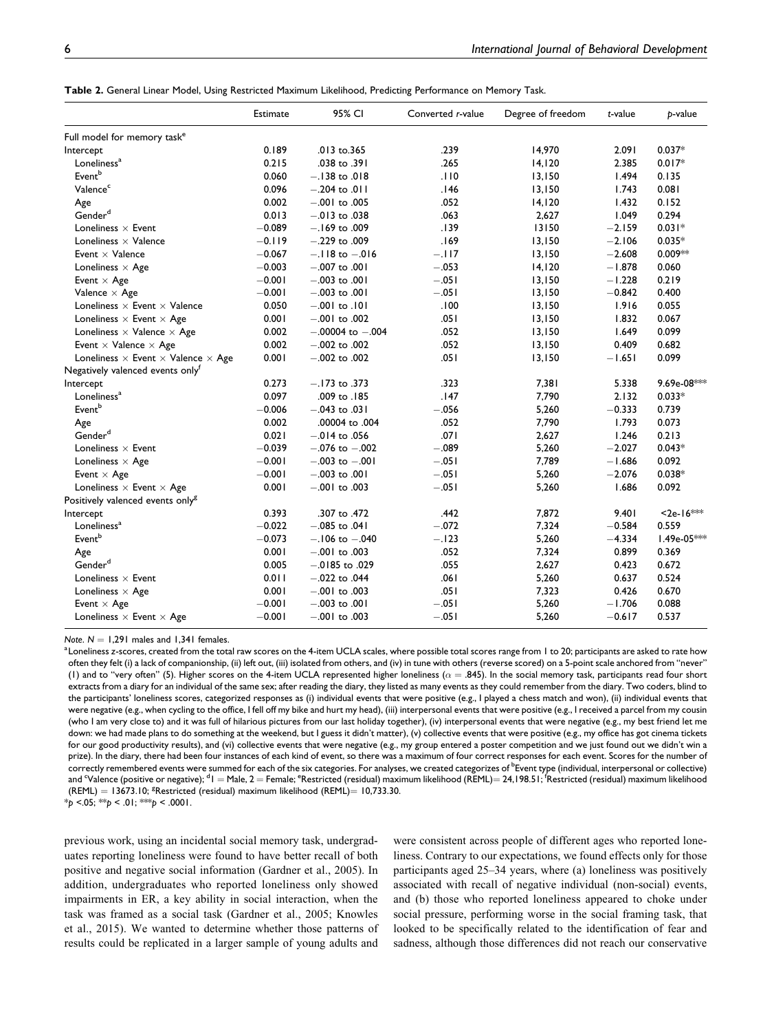**Table 2.** General Linear Model, Using Restricted Maximum Likelihood, Predicting Performance on Memory Task.

| | Estimate | 95% CI | Converted *r*-value | Degree of freedom | *t*-value | *p*-value |
|---|---|---|---|---|---|---|
| Full model for memory task[e] | | | | | | |
| Intercept | 0.189 | .013 to.365 | .239 | 14,970 | 2.091 | 0.037* |
| Loneliness[a] | 0.215 | .038 to .391 | .265 | 14,120 | 2.385 | 0.017* |
| Event[b] | 0.060 | −.138 to .018 | .110 | 13,150 | 1.494 | 0.135 |
| Valence[c] | 0.096 | −.204 to .011 | .146 | 13,150 | 1.743 | 0.081 |
| Age | 0.002 | −.001 to .005 | .052 | 14,120 | 1.432 | 0.152 |
| Gender[d] | 0.013 | −.013 to .038 | .063 | 2,627 | 1.049 | 0.294 |
| Loneliness × Event | −0.089 | −.169 to .009 | .139 | 13150 | −2.159 | 0.031* |
| Loneliness × Valence | −0.119 | −.229 to .009 | .169 | 13,150 | −2.106 | 0.035* |
| Event × Valence | −0.067 | −.118 to −.016 | −.117 | 13,150 | −2.608 | 0.009** |
| Loneliness × Age | −0.003 | −.007 to .001 | −.053 | 14,120 | −1.878 | 0.060 |
| Event × Age | −0.001 | −.003 to .001 | −.051 | 13,150 | −1.228 | 0.219 |
| Valence × Age | −0.001 | −.003 to .001 | −.051 | 13,150 | −0.842 | 0.400 |
| Loneliness × Event × Valence | 0.050 | −.001 to .101 | .100 | 13,150 | 1.916 | 0.055 |
| Loneliness × Event × Age | 0.001 | −.001 to .002 | .051 | 13,150 | 1.832 | 0.067 |
| Loneliness × Valence × Age | 0.002 | −.00004 to −.004 | .052 | 13,150 | 1.649 | 0.099 |
| Event × Valence × Age | 0.002 | −.002 to .002 | .052 | 13,150 | 0.409 | 0.682 |
| Loneliness × Event × Valence × Age | 0.001 | −.002 to .002 | .051 | 13,150 | −1.651 | 0.099 |
| Negatively valenced events only[f] | | | | | | |
| Intercept | 0.273 | −.173 to .373 | .323 | 7,381 | 5.338 | 9.69e-08*** |
| Loneliness[a] | 0.097 | .009 to .185 | .147 | 7,790 | 2.132 | 0.033* |
| Event[b] | −0.006 | −.043 to .031 | −.056 | 5,260 | −0.333 | 0.739 |
| Age | 0.002 | .00004 to .004 | .052 | 7,790 | 1.793 | 0.073 |
| Gender[d] | 0.021 | −.014 to .056 | .071 | 2,627 | 1.246 | 0.213 |
| Loneliness × Event | −0.039 | −.076 to −.002 | −.089 | 5,260 | −2.027 | 0.043* |
| Loneliness × Age | −0.001 | −.003 to −.001 | −.051 | 7,789 | −1.686 | 0.092 |
| Event × Age | −0.001 | −.003 to .001 | −.051 | 5,260 | −2.076 | 0.038* |
| Loneliness × Event × Age | 0.001 | −.001 to .003 | −.051 | 5,260 | 1.686 | 0.092 |
| Positively valenced events only[g] | | | | | | |
| Intercept | 0.393 | .307 to .472 | .442 | 7,872 | 9.401 | <2e-16*** |
| Loneliness[a] | −0.022 | −.085 to .041 | −.072 | 7,324 | −0.584 | 0.559 |
| Event[b] | −0.073 | −.106 to −.040 | −.123 | 5,260 | −4.334 | 1.49e-05*** |
| Age | 0.001 | −.001 to .003 | .052 | 7,324 | 0.899 | 0.369 |
| Gender[d] | 0.005 | −.0185 to .029 | .055 | 2,627 | 0.423 | 0.672 |
| Loneliness × Event | 0.011 | −.022 to .044 | .061 | 5,260 | 0.637 | 0.524 |
| Loneliness × Age | 0.001 | −.001 to .003 | .051 | 7,323 | 0.426 | 0.670 |
| Event × Age | −0.001 | −.003 to .001 | −.051 | 5,260 | −1.706 | 0.088 |
| Loneliness × Event × Age | −0.001 | −.001 to .003 | −.051 | 5,260 | −0.617 | 0.537 |

*Note.* $N = 1{,}291$ males and 1,341 females.

[a]Loneliness z-scores, created from the total raw scores on the 4-item UCLA scales, where possible total scores range from 1 to 20; participants are asked to rate how often they felt (i) a lack of companionship, (ii) left out, (iii) isolated from others, and (iv) in tune with others (reverse scored) on a 5-point scale anchored from "never" (1) and to "very often" (5). Higher scores on the 4-item UCLA represented higher loneliness ($\alpha = .845$). In the social memory task, participants read four short extracts from a diary for an individual of the same sex; after reading the diary, they listed as many events as they could remember from the diary. Two coders, blind to the participants' loneliness scores, categorized responses as (i) individual events that were positive (e.g., I played a chess match and won), (ii) individual events that were negative (e.g., when cycling to the office, I fell off my bike and hurt my head), (iii) interpersonal events that were positive (e.g., I received a parcel from my cousin (who I am very close to) and it was full of hilarious pictures from our last holiday together), (iv) interpersonal events that were negative (e.g., my best friend let me down: we had made plans to do something at the weekend, but I guess it didn't matter), (v) collective events that were positive (e.g., my office has got cinema tickets for our good productivity results), and (vi) collective events that were negative (e.g., my group entered a poster competition and we just found out we didn't win a prize). In the diary, there had been four instances of each kind of event, so there was a maximum of four correct responses for each event. Scores for the number of correctly remembered events were summed for each of the six categories. For analyses, we created categorizes of [b]Event type (individual, interpersonal or collective) and [c]Valence (positive or negative); [d]1 = Male, 2 = Female; [e]Restricted (residual) maximum likelihood (REML)= 24,198.51; [f]Restricted (residual) maximum likelihood (REML) = 13673.10; [g]Restricted (residual) maximum likelihood (REML)= 10,733.30.

*$p$ <.05; **$p$ < .01; ***$p$ < .0001.

previous work, using an incidental social memory task, undergraduates reporting loneliness were found to have better recall of both positive and negative social information (Gardner et al., 2005). In addition, undergraduates who reported loneliness only showed impairments in ER, a key ability in social interaction, when the task was framed as a social task (Gardner et al., 2005; Knowles et al., 2015). We wanted to determine whether those patterns of results could be replicated in a larger sample of young adults and were consistent across people of different ages who reported loneliness. Contrary to our expectations, we found effects only for those participants aged 25–34 years, where (a) loneliness was positively associated with recall of negative individual (non-social) events, and (b) those who reported loneliness appeared to choke under social pressure, performing worse in the social framing task, that looked to be specifically related to the identification of fear and sadness, although those differences did not reach our conservative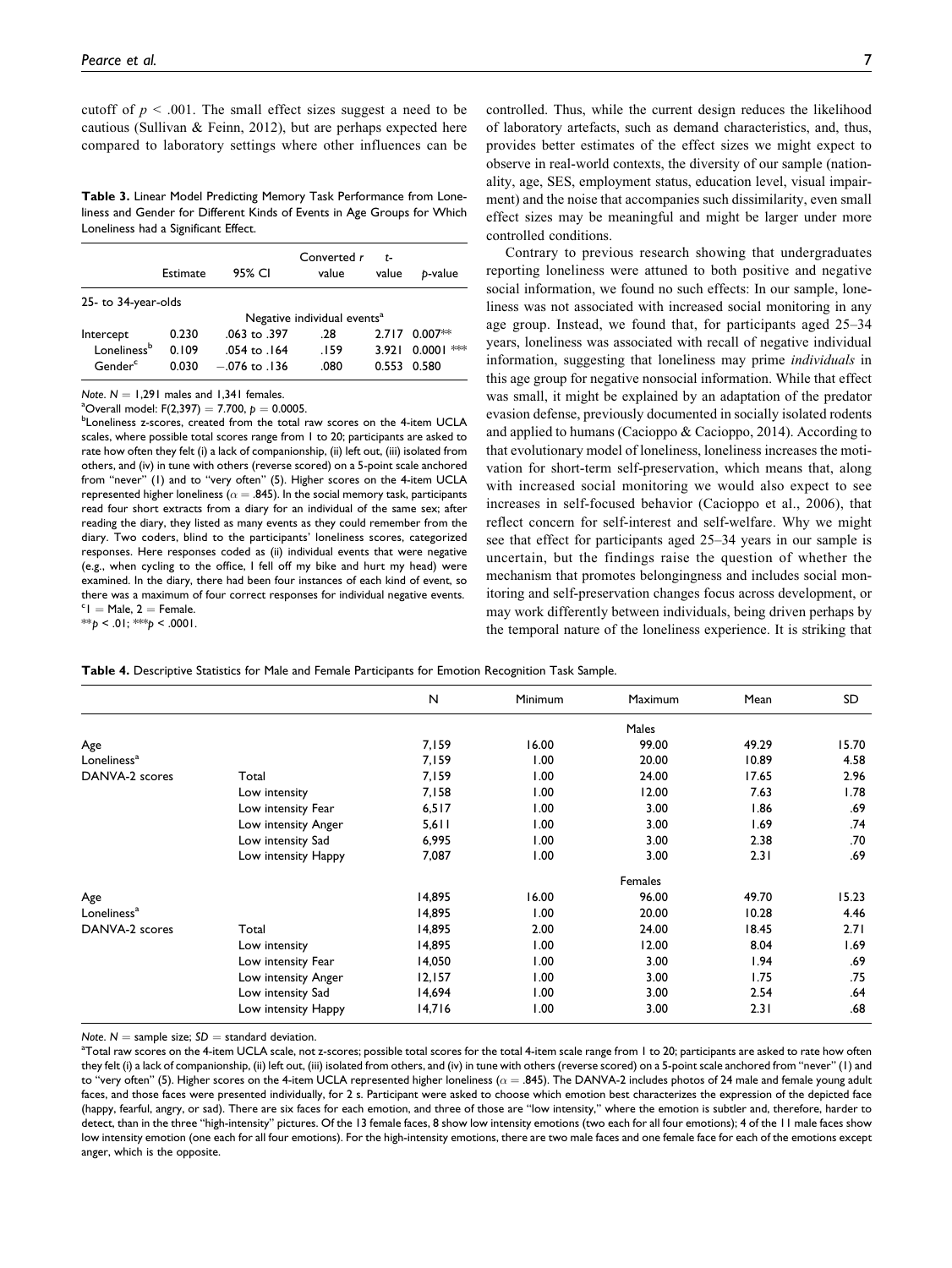cutoff of $p < .001$. The small effect sizes suggest a need to be cautious (Sullivan & Feinn, 2012), but are perhaps expected here compared to laboratory settings where other influences can be controlled. Thus, while the current design reduces the likelihood of laboratory artefacts, such as demand characteristics, and, thus, provides better estimates of the effect sizes we might expect to observe in real-world contexts, the diversity of our sample (nationality, age, SES, employment status, education level, visual impairment) and the noise that accompanies such dissimilarity, even small effect sizes may be meaningful and might be larger under more controlled conditions.

**Table 3.** Linear Model Predicting Memory Task Performance from Loneliness and Gender for Different Kinds of Events in Age Groups for Which Loneliness had a Significant Effect.

| | Estimate | 95% CI | Converted r value | t-value | p-value |
|---|---|---|---|---|---|
| 25- to 34-year-olds | | | | | |
| | | | Negative individual events[a] | | |
| Intercept | 0.230 | .063 to .397 | .28 | 2.717 | 0.007** |
| Loneliness[b] | 0.109 | .054 to .164 | .159 | 3.921 | 0.0001 *** |
| Gender[c] | 0.030 | −.076 to .136 | .080 | 0.553 | 0.580 |

*Note.* $N = 1{,}291$ males and 1,341 females.
[a]Overall model: $F(2,397) = 7.700$, $p = 0.0005$.
[b]Loneliness z-scores, created from the total raw scores on the 4-item UCLA scales, where possible total scores range from 1 to 20; participants are asked to rate how often they felt (i) a lack of companionship, (ii) left out, (iii) isolated from others, and (iv) in tune with others (reverse scored) on a 5-point scale anchored from "never" (1) and to "very often" (5). Higher scores on the 4-item UCLA represented higher loneliness ($\alpha = .845$). In the social memory task, participants read four short extracts from a diary for an individual of the same sex; after reading the diary, they listed as many events as they could remember from the diary. Two coders, blind to the participants' loneliness scores, categorized responses. Here responses coded as (ii) individual events that were negative (e.g., when cycling to the office, I fell off my bike and hurt my head) were examined. In the diary, there had been four instances of each kind of event, so there was a maximum of four correct responses for individual negative events.
[c]1 = Male, 2 = Female.
**$p < .01$; ***$p < .0001$.

Contrary to previous research showing that undergraduates reporting loneliness were attuned to both positive and negative social information, we found no such effects: In our sample, loneliness was not associated with increased social monitoring in any age group. Instead, we found that, for participants aged 25–34 years, loneliness was associated with recall of negative individual information, suggesting that loneliness may prime *individuals* in this age group for negative nonsocial information. While that effect was small, it might be explained by an adaptation of the predator evasion defense, previously documented in socially isolated rodents and applied to humans (Cacioppo & Cacioppo, 2014). According to that evolutionary model of loneliness, loneliness increases the motivation for short-term self-preservation, which means that, along with increased social monitoring we would also expect to see increases in self-focused behavior (Cacioppo et al., 2006), that reflect concern for self-interest and self-welfare. Why we might see that effect for participants aged 25–34 years in our sample is uncertain, but the findings raise the question of whether the mechanism that promotes belongingness and includes social monitoring and self-preservation changes focus across development, or may work differently between individuals, being driven perhaps by the temporal nature of the loneliness experience. It is striking that

**Table 4.** Descriptive Statistics for Male and Female Participants for Emotion Recognition Task Sample.

| | | N | Minimum | Maximum | Mean | SD |
|---|---|---|---|---|---|---|
| | | | | Males | | |
| Age | | 7,159 | 16.00 | 99.00 | 49.29 | 15.70 |
| Loneliness[a] | | 7,159 | 1.00 | 20.00 | 10.89 | 4.58 |
| DANVA-2 scores | Total | 7,159 | 1.00 | 24.00 | 17.65 | 2.96 |
| | Low intensity | 7,158 | 1.00 | 12.00 | 7.63 | 1.78 |
| | Low intensity Fear | 6,517 | 1.00 | 3.00 | 1.86 | .69 |
| | Low intensity Anger | 5,611 | 1.00 | 3.00 | 1.69 | .74 |
| | Low intensity Sad | 6,995 | 1.00 | 3.00 | 2.38 | .70 |
| | Low intensity Happy | 7,087 | 1.00 | 3.00 | 2.31 | .69 |
| | | | | Females | | |
| Age | | 14,895 | 16.00 | 96.00 | 49.70 | 15.23 |
| Loneliness[a] | | 14,895 | 1.00 | 20.00 | 10.28 | 4.46 |
| DANVA-2 scores | Total | 14,895 | 2.00 | 24.00 | 18.45 | 2.71 |
| | Low intensity | 14,895 | 1.00 | 12.00 | 8.04 | 1.69 |
| | Low intensity Fear | 14,050 | 1.00 | 3.00 | 1.94 | .69 |
| | Low intensity Anger | 12,157 | 1.00 | 3.00 | 1.75 | .75 |
| | Low intensity Sad | 14,694 | 1.00 | 3.00 | 2.54 | .64 |
| | Low intensity Happy | 14,716 | 1.00 | 3.00 | 2.31 | .68 |

*Note.* N = sample size; SD = standard deviation.
[a]Total raw scores on the 4-item UCLA scale, not z-scores; possible total scores for the total 4-item scale range from 1 to 20; participants are asked to rate how often they felt (i) a lack of companionship, (ii) left out, (iii) isolated from others, and (iv) in tune with others (reverse scored) on a 5-point scale anchored from "never" (1) and to "very often" (5). Higher scores on the 4-item UCLA represented higher loneliness ($\alpha = .845$). The DANVA-2 includes photos of 24 male and female young adult faces, and those faces were presented individually, for 2 s. Participant were asked to choose which emotion best characterizes the expression of the depicted face (happy, fearful, angry, or sad). There are six faces for each emotion, and three of those are "low intensity," where the emotion is subtler and, therefore, harder to detect, than in the three "high-intensity" pictures. Of the 13 female faces, 8 show low intensity emotions (two each for all four emotions); 4 of the 11 male faces show low intensity emotion (one each for all four emotions). For the high-intensity emotions, there are two male faces and one female face for each of the emotions except anger, which is the opposite.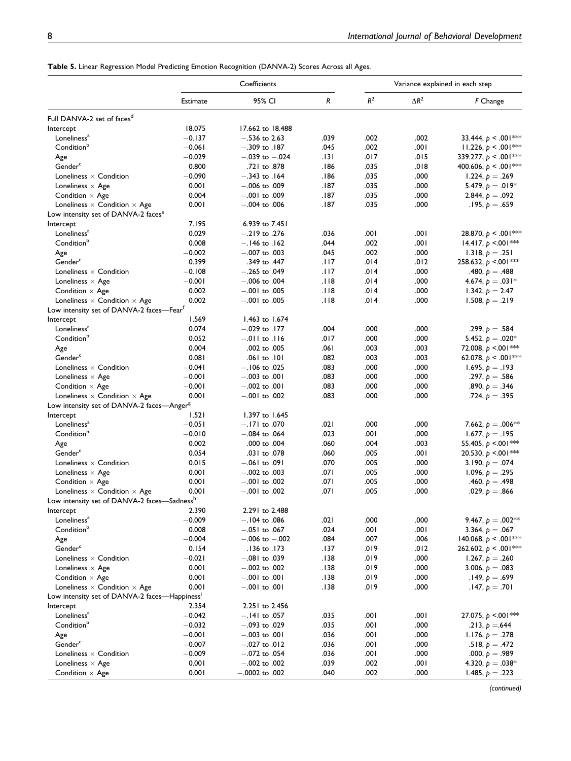**Table 5.** Linear Regression Model Predicting Emotion Recognition (DANVA-2) Scores Across all Ages.

| | Coefficients | | | Variance explained in each step | | |
|---|---|---|---|---|---|---|
| | Estimate | 95% CI | $R$ | $R^2$ | $\Delta R^2$ | $F$ Change |
| Full DANVA-2 set of faces[d] | | | | | | |
| Intercept | 18.075 | 17.662 to 18.488 | | | | |
| Loneliness[a] | −0.137 | −.536 to 2.63 | .039 | .002 | .002 | 33.444, $p < .001$*** |
| Condition[b] | −0.061 | −.309 to .187 | .045 | .002 | .001 | 11.226, $p < .001$*** |
| Age | −0.029 | −.039 to −.024 | .131 | .017 | .015 | 339.277, $p < .001$*** |
| Gender[c] | 0.800 | .721 to .878 | .186 | .035 | .018 | 400.606, $p < .001$*** |
| Loneliness × Condition | −0.090 | −.343 to .164 | .186 | .035 | .000 | 1.224, $p = .269$ |
| Loneliness × Age | 0.001 | −.006 to .009 | .187 | .035 | .000 | 5.479, $p = .019$* |
| Condition × Age | 0.004 | −.001 to .009 | .187 | .035 | .000 | 2.844, $p = .092$ |
| Loneliness × Condition × Age | 0.001 | −.004 to .006 | .187 | .035 | .000 | .195, $p = .659$ |
| Low intensity set of DANVA-2 faces[e] | | | | | | |
| Intercept | 7.195 | 6.939 to 7.451 | | | | |
| Loneliness[a] | 0.029 | −.219 to .276 | .036 | .001 | .001 | 28.870, $p < .001$*** |
| Condition[b] | 0.008 | −.146 to .162 | .044 | .002 | .001 | 14.417, $p < .001$*** |
| Age | −0.002 | −.007 to .003 | .045 | .002 | .000 | 1.318, $p = .251$ |
| Gender[c] | 0.399 | .349 to .447 | .117 | .014 | .012 | 258.632, $p < .001$*** |
| Loneliness × Condition | −0.108 | −.265 to .049 | .117 | .014 | .000 | .480, $p = .488$ |
| Loneliness × Age | −0.001 | −.006 to .004 | .118 | .014 | .000 | 4.674, $p = .031$* |
| Condition × Age | 0.002 | −.001 to .005 | .118 | .014 | .000 | 1.342, $p = 2.47$ |
| Loneliness × Condition × Age | 0.002 | −.001 to .005 | .118 | .014 | .000 | 1.508, $p = .219$ |
| Low intensity set of DANVA-2 faces—Fear[f] | | | | | | |
| Intercept | 1.569 | 1.463 to 1.674 | | | | |
| Loneliness[a] | 0.074 | −.029 to .177 | .004 | .000 | .000 | .299, $p = .584$ |
| Condition[b] | 0.052 | −.011 to .116 | .017 | .000 | .000 | 5.452, $p = .020$* |
| Age | 0.004 | .002 to .005 | .061 | .003 | .003 | 72.008, $p < .001$*** |
| Gender[c] | 0.081 | .061 to .101 | .082 | .003 | .003 | 62.078, $p < .001$*** |
| Loneliness × Condition | −0.041 | −.106 to .025 | .083 | .000 | .000 | 1.695, $p = .193$ |
| Loneliness × Age | −0.001 | −.003 to .001 | .083 | .000 | .000 | .297, $p = .586$ |
| Condition × Age | −0.001 | −.002 to .001 | .083 | .000 | .000 | .890, $p = .346$ |
| Loneliness × Condition × Age | 0.001 | −.001 to .002 | .083 | .000 | .000 | .724, $p = .395$ |
| Low intensity set of DANVA-2 faces—Anger[g] | | | | | | |
| Intercept | 1.521 | 1.397 to 1.645 | | | | |
| Loneliness[a] | −0.051 | −.171 to .070 | .021 | .000 | .000 | 7.662, $p = .006$** |
| Condition[b] | −0.010 | −.084 to .064 | .023 | .001 | .000 | 1.677, $p = .195$ |
| Age | 0.002 | .000 to .004 | .060 | .004 | .003 | 55.405, $p < .001$*** |
| Gender[c] | 0.054 | .031 to .078 | .060 | .005 | .001 | 20.530, $p < .001$*** |
| Loneliness × Condition | 0.015 | −.061 to .091 | .070 | .005 | .000 | 3.190, $p = .074$ |
| Loneliness × Age | 0.001 | −.002 to .003 | .071 | .005 | .000 | 1.096, $p = .295$ |
| Condition × Age | 0.001 | −.001 to .002 | .071 | .005 | .000 | .460, $p = .498$ |
| Loneliness × Condition × Age | 0.001 | −.001 to .002 | .071 | .005 | .000 | .029, $p = .866$ |
| Low intensity set of DANVA-2 faces—Sadness[h] | | | | | | |
| Intercept | 2.390 | 2.291 to 2.488 | | | | |
| Loneliness[a] | −0.009 | −.104 to .086 | .021 | .000 | .000 | 9.467, $p = .002$** |
| Condition[b] | 0.008 | −.051 to .067 | .024 | .001 | .001 | 3.364, $p = .067$ |
| Age | −0.004 | −.006 to −.002 | .084 | .007 | .006 | 140.068, $p < .001$*** |
| Gender[c] | 0.154 | .136 to .173 | .137 | .019 | .012 | 262.602, $p < .001$*** |
| Loneliness × Condition | −0.021 | −.081 to .039 | .138 | .019 | .000 | 1.267, $p = .260$ |
| Loneliness × Age | 0.001 | −.002 to .002 | .138 | .019 | .000 | 3.006, $p = .083$ |
| Condition × Age | 0.001 | −.001 to .001 | .138 | .019 | .000 | .149, $p = .699$ |
| Loneliness × Condition × Age | 0.001 | −.001 to .001 | .138 | .019 | .000 | .147, $p = .701$ |
| Low intensity set of DANVA-2 faces—Happiness[i] | | | | | | |
| Intercept | 2.354 | 2.251 to 2.456 | | | | |
| Loneliness[a] | −0.042 | −.141 to .057 | .035 | .001 | .001 | 27.075, $p < .001$*** |
| Condition[b] | −0.032 | −.093 to .029 | .035 | .001 | .000 | .213, $p = .644$ |
| Age | −0.001 | −.003 to .001 | .036 | .001 | .000 | 1.176, $p = .278$ |
| Gender[c] | −0.007 | −.027 to .012 | .036 | .001 | .000 | .518, $p = .472$ |
| Loneliness × Condition | −0.009 | −.072 to .054 | .036 | .001 | .000 | .000, $p = .989$ |
| Loneliness × Age | 0.001 | −.002 to .002 | .039 | .002 | .001 | 4.320, $p = .038$* |
| Condition × Age | 0.001 | −.0002 to .002 | .040 | .002 | .000 | 1.485, $p = .223$ |

*(continued)*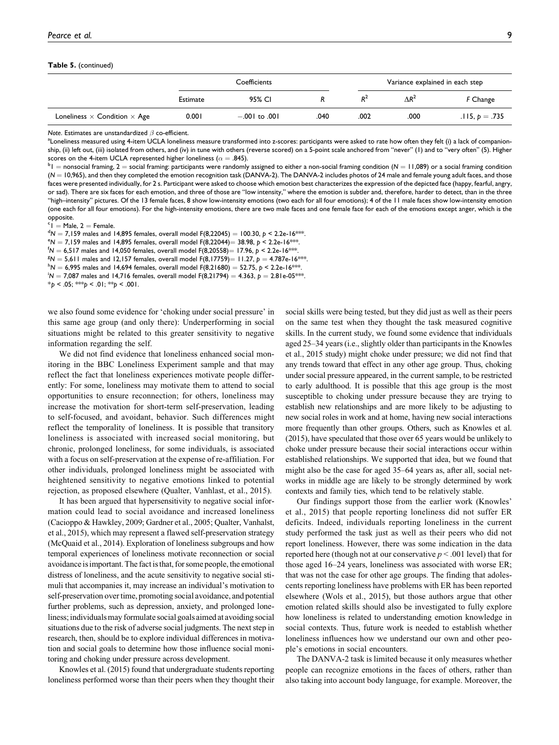**Table 5.** (continued)

| | Coefficients | | | Variance explained in each step | | |
|---|---|---|---|---|---|---|
| | Estimate | 95% CI | $R$ | $R^2$ | $\Delta R^2$ | $F$ Change |
| Loneliness × Condition × Age | 0.001 | −.001 to .001 | .040 | .002 | .000 | .115, $p = .735$ |

*Note.* Estimates are unstandardized $\beta$ co-efficient.

[a]Loneliness measured using 4-item UCLA loneliness measure transformed into z-scores: participants were asked to rate how often they felt (i) a lack of companionship, (ii) left out, (iii) isolated from others, and (iv) in tune with others (reverse scored) on a 5-point scale anchored from "never" (1) and to "very often" (5). Higher scores on the 4-item UCLA represented higher loneliness ($\alpha = .845$).

[b]1 = nonsocial framing, 2 = social framing: participants were randomly assigned to either a non-social framing condition ($N = 11{,}089$) or a social framing condition ($N = 10{,}965$), and then they completed the emotion recognition task (DANVA-2). The DANVA-2 includes photos of 24 male and female young adult faces, and those faces were presented individually, for 2 s. Participant were asked to choose which emotion best characterizes the expression of the depicted face (happy, fearful, angry, or sad). There are six faces for each emotion, and three of those are "low intensity," where the emotion is subtler and, therefore, harder to detect, than in the three "high–intensity" pictures. Of the 13 female faces, 8 show low-intensity emotions (two each for all four emotions); 4 of the 11 male faces show low-intensity emotion (one each for all four emotions). For the high-intensity emotions, there are two male faces and one female face for each of the emotions except anger, which is the opposite.

[c]1 = Male, 2 = Female.

[d]$N = 7{,}159$ males and 14,895 females, overall model $F(8{,}22045) = 100.30$, $p < 2.2\text{e-}16$***.

[e]$N = 7{,}159$ males and 14,895 females, overall model $F(8{,}22044) = 38.98$, $p < 2.2\text{e-}16$***.

[f]$N = 6{,}517$ males and 14,050 females, overall model $F(8{,}20558) = 17.96$, $p < 2.2\text{e-}16$***.

[g]$N = 5{,}611$ males and 12,157 females, overall model $F(8{,}17759) = 11.27$, $p = 4.787\text{e-}16$***.

[h]$N = 6{,}995$ males and 14,694 females, overall model $F(8{,}21680) = 52.75$, $p < 2.2\text{e-}16$***.

[i]$N = 7{,}087$ males and 14,716 females, overall model $F(8{,}21794) = 4.363$, $p = 2.81\text{e-}05$***.

*$p < .05$; ***$p < .01$; **$p < .001$.

we also found some evidence for 'choking under social pressure' in this same age group (and only there): Underperforming in social situations might be related to this greater sensitivity to negative information regarding the self.

We did not find evidence that loneliness enhanced social monitoring in the BBC Loneliness Experiment sample and that may reflect the fact that loneliness experiences motivate people differently: For some, loneliness may motivate them to attend to social opportunities to ensure reconnection; for others, loneliness may increase the motivation for short-term self-preservation, leading to self-focused, and avoidant, behavior. Such differences might reflect the temporality of loneliness. It is possible that transitory loneliness is associated with increased social monitoring, but chronic, prolonged loneliness, for some individuals, is associated with a focus on self-preservation at the expense of re-affiliation. For other individuals, prolonged loneliness might be associated with heightened sensitivity to negative emotions linked to potential rejection, as proposed elsewhere (Qualter, Vanhlast, et al., 2015).

It has been argued that hypersensitivity to negative social information could lead to social avoidance and increased loneliness (Cacioppo & Hawkley, 2009; Gardner et al., 2005; Qualter, Vanhalst, et al., 2015), which may represent a flawed self-preservation strategy (McQuaid et al., 2014). Exploration of loneliness subgroups and how temporal experiences of loneliness motivate reconnection or social avoidance is important. The fact is that, for some people, the emotional distress of loneliness, and the acute sensitivity to negative social stimuli that accompanies it, may increase an individual's motivation to self-preservation over time, promoting social avoidance, and potential further problems, such as depression, anxiety, and prolonged loneliness; individuals may formulate social goals aimed at avoiding social situations due to the risk of adverse social judgments. The next step in research, then, should be to explore individual differences in motivation and social goals to determine how those influence social monitoring and choking under pressure across development.

Knowles et al. (2015) found that undergraduate students reporting loneliness performed worse than their peers when they thought their social skills were being tested, but they did just as well as their peers on the same test when they thought the task measured cognitive skills. In the current study, we found some evidence that individuals aged 25–34 years (i.e., slightly older than participants in the Knowles et al., 2015 study) might choke under pressure; we did not find that any trends toward that effect in any other age group. Thus, choking under social pressure appeared, in the current sample, to be restricted to early adulthood. It is possible that this age group is the most susceptible to choking under pressure because they are trying to establish new relationships and are more likely to be adjusting to new social roles in work and at home, having new social interactions more frequently than other groups. Others, such as Knowles et al. (2015), have speculated that those over 65 years would be unlikely to choke under pressure because their social interactions occur within established relationships. We supported that idea, but we found that might also be the case for aged 35–64 years as, after all, social networks in middle age are likely to be strongly determined by work contexts and family ties, which tend to be relatively stable.

Our findings support those from the earlier work (Knowles' et al., 2015) that people reporting loneliness did not suffer ER deficits. Indeed, individuals reporting loneliness in the current study performed the task just as well as their peers who did not report loneliness. However, there was some indication in the data reported here (though not at our conservative $p < .001$ level) that for those aged 16–24 years, loneliness was associated with worse ER; that was not the case for other age groups. The finding that adolescents reporting loneliness have problems with ER has been reported elsewhere (Wols et al., 2015), but those authors argue that other emotion related skills should also be investigated to fully explore how loneliness is related to understanding emotion knowledge in social contexts. Thus, future work is needed to establish whether loneliness influences how we understand our own and other people's emotions in social encounters.

The DANVA-2 task is limited because it only measures whether people can recognize emotions in the faces of others, rather than also taking into account body language, for example. Moreover, the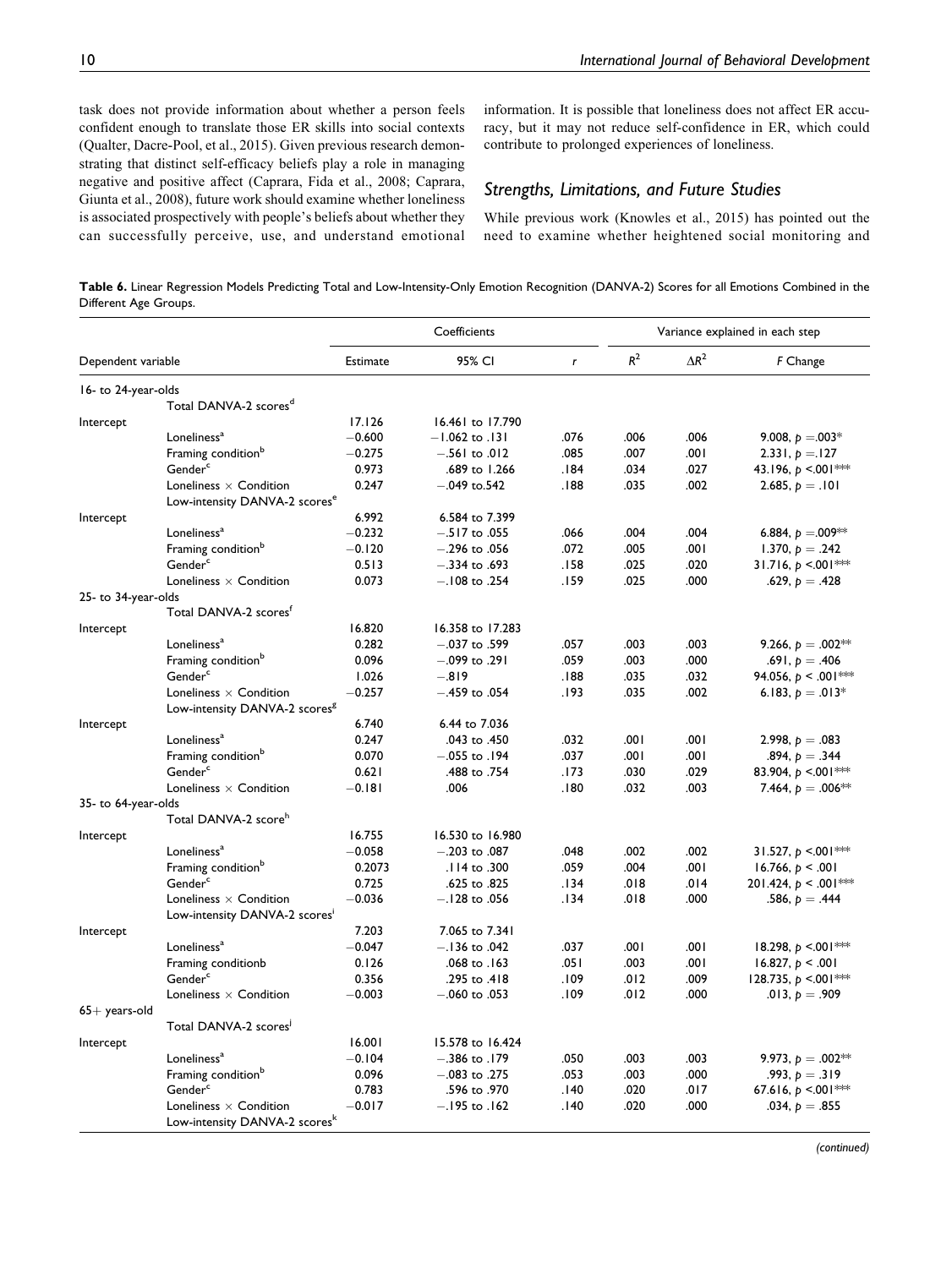task does not provide information about whether a person feels confident enough to translate those ER skills into social contexts (Qualter, Dacre-Pool, et al., 2015). Given previous research demonstrating that distinct self-efficacy beliefs play a role in managing negative and positive affect (Caprara, Fida et al., 2008; Caprara, Giunta et al., 2008), future work should examine whether loneliness is associated prospectively with people's beliefs about whether they can successfully perceive, use, and understand emotional information. It is possible that loneliness does not affect ER accuracy, but it may not reduce self-confidence in ER, which could contribute to prolonged experiences of loneliness.

## Strengths, Limitations, and Future Studies

While previous work (Knowles et al., 2015) has pointed out the need to examine whether heightened social monitoring and

**Table 6.** Linear Regression Models Predicting Total and Low-Intensity-Only Emotion Recognition (DANVA-2) Scores for all Emotions Combined in the Different Age Groups.

| Dependent variable | | Coefficients | | | Variance explained in each step | | |
|---|---|---|---|---|---|---|---|
| | | Estimate | 95% CI | $r$ | $R^2$ | $\Delta R^2$ | $F$ Change |
| 16- to 24-year-olds | | | | | | | |
| | Total DANVA-2 scores[d] | | | | | | |
| Intercept | | 17.126 | 16.461 to 17.790 | | | | |
| | Loneliness[a] | −0.600 | −1.062 to .131 | .076 | .006 | .006 | 9.008, $p$ =.003* |
| | Framing condition[b] | −0.275 | −.561 to .012 | .085 | .007 | .001 | 2.331, $p$ =.127 |
| | Gender[c] | 0.973 | .689 to 1.266 | .184 | .034 | .027 | 43.196, $p$ <.001*** |
| | Loneliness × Condition | 0.247 | −.049 to.542 | .188 | .035 | .002 | 2.685, $p$ = .101 |
| | Low-intensity DANVA-2 scores[e] | | | | | | |
| Intercept | | 6.992 | 6.584 to 7.399 | | | | |
| | Loneliness[a] | −0.232 | −.517 to .055 | .066 | .004 | .004 | 6.884, $p$ =.009** |
| | Framing condition[b] | −0.120 | −.296 to .056 | .072 | .005 | .001 | 1.370, $p$ = .242 |
| | Gender[c] | 0.513 | −.334 to .693 | .158 | .025 | .020 | 31.716, $p$ <.001*** |
| | Loneliness × Condition | 0.073 | −.108 to .254 | .159 | .025 | .000 | .629, $p$ = .428 |
| 25- to 34-year-olds | | | | | | | |
| | Total DANVA-2 scores[f] | | | | | | |
| Intercept | | 16.820 | 16.358 to 17.283 | | | | |
| | Loneliness[a] | 0.282 | −.037 to .599 | .057 | .003 | .003 | 9.266, $p$ = .002** |
| | Framing condition[b] | 0.096 | −.099 to .291 | .059 | .003 | .000 | .691, $p$ = .406 |
| | Gender[c] | 1.026 | −.819 | .188 | .035 | .032 | 94.056, $p$ < .001*** |
| | Loneliness × Condition | −0.257 | −.459 to .054 | .193 | .035 | .002 | 6.183, $p$ = .013* |
| | Low-intensity DANVA-2 scores[g] | | | | | | |
| Intercept | | 6.740 | 6.44 to 7.036 | | | | |
| | Loneliness[a] | 0.247 | .043 to .450 | .032 | .001 | .001 | 2.998, $p$ = .083 |
| | Framing condition[b] | 0.070 | −.055 to .194 | .037 | .001 | .001 | .894, $p$ = .344 |
| | Gender[c] | 0.621 | .488 to .754 | .173 | .030 | .029 | 83.904, $p$ <.001*** |
| | Loneliness × Condition | −0.181 | .006 | .180 | .032 | .003 | 7.464, $p$ = .006** |
| 35- to 64-year-olds | | | | | | | |
| | Total DANVA-2 score[h] | | | | | | |
| Intercept | | 16.755 | 16.530 to 16.980 | | | | |
| | Loneliness[a] | −0.058 | −.203 to .087 | .048 | .002 | .002 | 31.527, $p$ <.001*** |
| | Framing condition[b] | 0.2073 | .114 to .300 | .059 | .004 | .001 | 16.766, $p$ < .001 |
| | Gender[c] | 0.725 | .625 to .825 | .134 | .018 | .014 | 201.424, $p$ < .001*** |
| | Loneliness × Condition | −0.036 | −.128 to .056 | .134 | .018 | .000 | .586, $p$ = .444 |
| | Low-intensity DANVA-2 scores[i] | | | | | | |
| Intercept | | 7.203 | 7.065 to 7.341 | | | | |
| | Loneliness[a] | −0.047 | −.136 to .042 | .037 | .001 | .001 | 18.298, $p$ <.001*** |
| | Framing conditionb | 0.126 | .068 to .163 | .051 | .003 | .001 | 16.827, $p$ < .001 |
| | Gender[c] | 0.356 | .295 to .418 | .109 | .012 | .009 | 128.735, $p$ <.001*** |
| | Loneliness × Condition | −0.003 | −.060 to .053 | .109 | .012 | .000 | .013, $p$ = .909 |
| 65+ years-old | | | | | | | |
| | Total DANVA-2 scores[j] | | | | | | |
| Intercept | | 16.001 | 15.578 to 16.424 | | | | |
| | Loneliness[a] | −0.104 | −.386 to .179 | .050 | .003 | .003 | 9.973, $p$ = .002** |
| | Framing condition[b] | 0.096 | −.083 to .275 | .053 | .003 | .000 | .993, $p$ = .319 |
| | Gender[c] | 0.783 | .596 to .970 | .140 | .020 | .017 | 67.616, $p$ <.001*** |
| | Loneliness × Condition | −0.017 | −.195 to .162 | .140 | .020 | .000 | .034, $p$ = .855 |
| | Low-intensity DANVA-2 scores[k] | | | | | | |

(continued)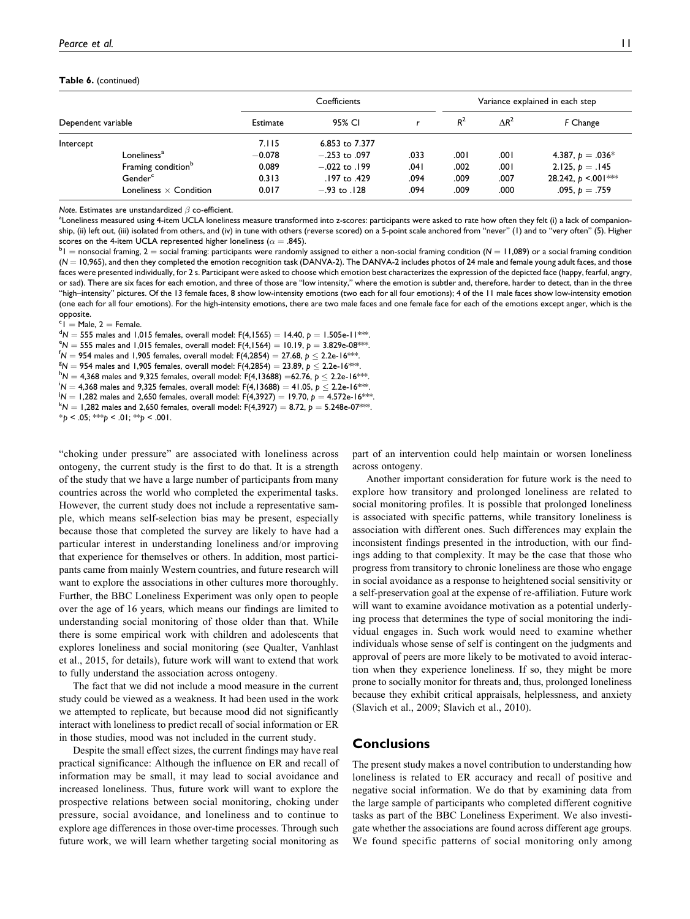**Table 6.** (continued)

| Dependent variable | | Coefficients | | | Variance explained in each step | | |
|---|---|---|---|---|---|---|---|
| | | Estimate | 95% CI | $r$ | $R^2$ | $\Delta R^2$ | $F$ Change |
| Intercept | | 7.115 | 6.853 to 7.377 | | | | |
| | Loneliness[a] | −0.078 | −.253 to .097 | .033 | .001 | .001 | 4.387, $p = .036$* |
| | Framing condition[b] | 0.089 | −.022 to .199 | .041 | .002 | .001 | 2.125, $p = .145$ |
| | Gender[c] | 0.313 | .197 to .429 | .094 | .009 | .007 | 28.242, $p < .001$*** |
| | Loneliness × Condition | 0.017 | −.93 to .128 | .094 | .009 | .000 | .095, $p = .759$ |

*Note.* Estimates are unstandardized $\beta$ co-efficient.

[a]Loneliness measured using 4-item UCLA loneliness measure transformed into z-scores: participants were asked to rate how often they felt (i) a lack of companionship, (ii) left out, (iii) isolated from others, and (iv) in tune with others (reverse scored) on a 5-point scale anchored from "never" (1) and to "very often" (5). Higher scores on the 4-item UCLA represented higher loneliness ($\alpha = .845$).

[b]1 = nonsocial framing, 2 = social framing: participants were randomly assigned to either a non-social framing condition ($N = 11{,}089$) or a social framing condition ($N = 10{,}965$), and then they completed the emotion recognition task (DANVA-2). The DANVA-2 includes photos of 24 male and female young adult faces, and those faces were presented individually, for 2 s. Participant were asked to choose which emotion best characterizes the expression of the depicted face (happy, fearful, angry, or sad). There are six faces for each emotion, and three of those are "low intensity," where the emotion is subtler and, therefore, harder to detect, than in the three "high–intensity" pictures. Of the 13 female faces, 8 show low-intensity emotions (two each for all four emotions); 4 of the 11 male faces show low-intensity emotion (one each for all four emotions). For the high-intensity emotions, there are two male faces and one female face for each of the emotions except anger, which is the opposite.

[c]1 = Male, 2 = Female.

[d]$N = 555$ males and 1,015 females, overall model: $F(4,1565) = 14.40$, $p = 1.505\text{e-}11$***.

[e]$N = 555$ males and 1,015 females, overall model: $F(4,1564) = 10.19$, $p = 3.829\text{e-}08$***.

[f]$N = 954$ males and 1,905 females, overall model: $F(4,2854) = 27.68$, $p \leq 2.2\text{e-}16$***.

[g]$N = 954$ males and 1,905 females, overall model: $F(4,2854) = 23.89$, $p \leq 2.2\text{e-}16$***.

[h]$N = 4{,}368$ males and 9,325 females, overall model: $F(4,13688) = 62.76$, $p \leq 2.2\text{e-}16$***.

[i]$N = 4{,}368$ males and 9,325 females, overall model: $F(4,13688) = 41.05$, $p \leq 2.2\text{e-}16$***.

[j]$N = 1{,}282$ males and 2,650 females, overall model: $F(4,3927) = 19.70$, $p = 4.572\text{e-}16$***.

[k]$N = 1{,}282$ males and 2,650 females, overall model: $F(4,3927) = 8.72$, $p = 5.248\text{e-}07$***.

*$p < .05$; ***$p < .01$; **$p < .001$.

"choking under pressure" are associated with loneliness across ontogeny, the current study is the first to do that. It is a strength of the study that we have a large number of participants from many countries across the world who completed the experimental tasks. However, the current study does not include a representative sample, which means self-selection bias may be present, especially because those that completed the survey are likely to have had a particular interest in understanding loneliness and/or improving that experience for themselves or others. In addition, most participants came from mainly Western countries, and future research will want to explore the associations in other cultures more thoroughly. Further, the BBC Loneliness Experiment was only open to people over the age of 16 years, which means our findings are limited to understanding social monitoring of those older than that. While there is some empirical work with children and adolescents that explores loneliness and social monitoring (see Qualter, Vanhlast et al., 2015, for details), future work will want to extend that work to fully understand the association across ontogeny.

The fact that we did not include a mood measure in the current study could be viewed as a weakness. It had been used in the work we attempted to replicate, but because mood did not significantly interact with loneliness to predict recall of social information or ER in those studies, mood was not included in the current study.

Despite the small effect sizes, the current findings may have real practical significance: Although the influence on ER and recall of information may be small, it may lead to social avoidance and increased loneliness. Thus, future work will want to explore the prospective relations between social monitoring, choking under pressure, social avoidance, and loneliness and to continue to explore age differences in those over-time processes. Through such future work, we will learn whether targeting social monitoring as part of an intervention could help maintain or worsen loneliness across ontogeny.

Another important consideration for future work is the need to explore how transitory and prolonged loneliness are related to social monitoring profiles. It is possible that prolonged loneliness is associated with specific patterns, while transitory loneliness is association with different ones. Such differences may explain the inconsistent findings presented in the introduction, with our findings adding to that complexity. It may be the case that those who progress from transitory to chronic loneliness are those who engage in social avoidance as a response to heightened social sensitivity or a self-preservation goal at the expense of re-affiliation. Future work will want to examine avoidance motivation as a potential underlying process that determines the type of social monitoring the individual engages in. Such work would need to examine whether individuals whose sense of self is contingent on the judgments and approval of peers are more likely to be motivated to avoid interaction when they experience loneliness. If so, they might be more prone to socially monitor for threats and, thus, prolonged loneliness because they exhibit critical appraisals, helplessness, and anxiety (Slavich et al., 2009; Slavich et al., 2010).

## Conclusions

The present study makes a novel contribution to understanding how loneliness is related to ER accuracy and recall of positive and negative social information. We do that by examining data from the large sample of participants who completed different cognitive tasks as part of the BBC Loneliness Experiment. We also investigate whether the associations are found across different age groups. We found specific patterns of social monitoring only among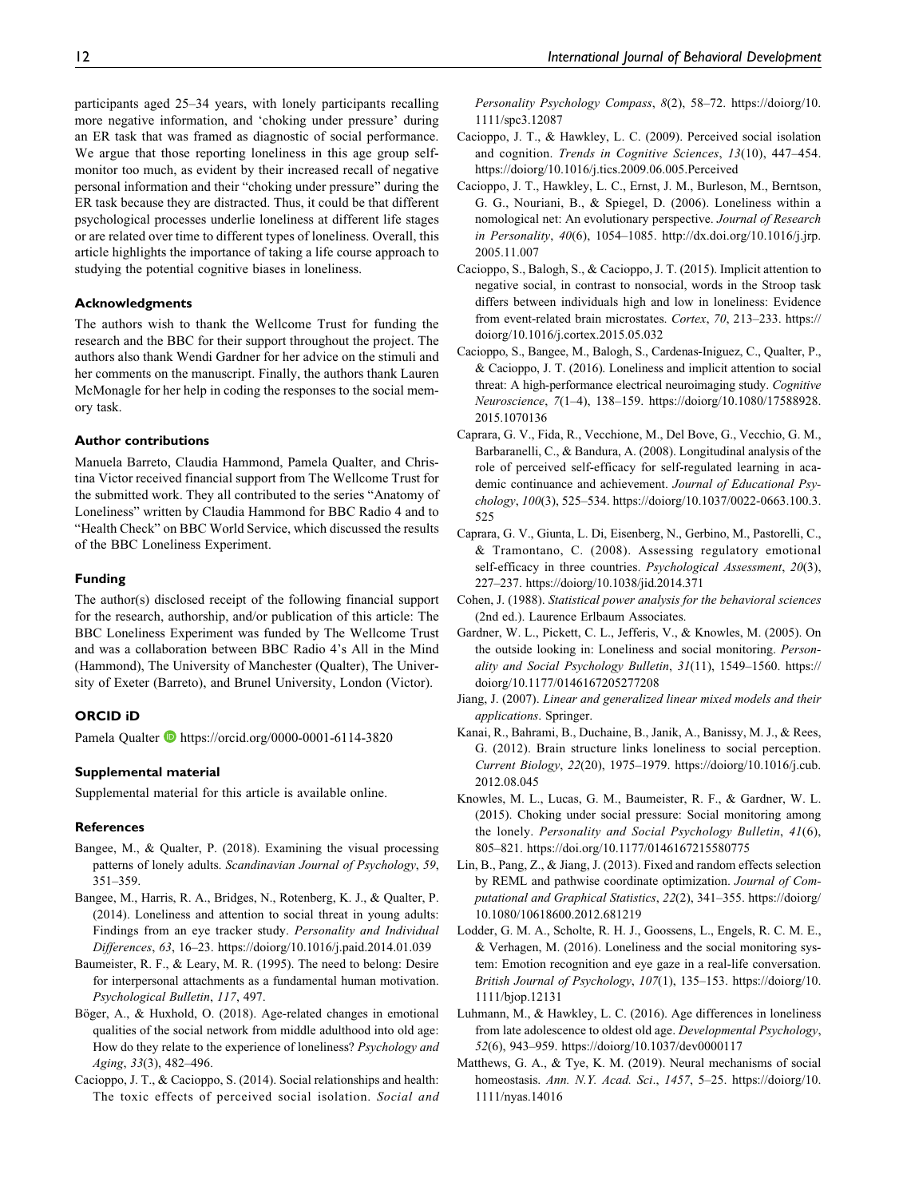participants aged 25–34 years, with lonely participants recalling more negative information, and 'choking under pressure' during an ER task that was framed as diagnostic of social performance. We argue that those reporting loneliness in this age group self-monitor too much, as evident by their increased recall of negative personal information and their "choking under pressure" during the ER task because they are distracted. Thus, it could be that different psychological processes underlie loneliness at different life stages or are related over time to different types of loneliness. Overall, this article highlights the importance of taking a life course approach to studying the potential cognitive biases in loneliness.

## Acknowledgments

The authors wish to thank the Wellcome Trust for funding the research and the BBC for their support throughout the project. The authors also thank Wendi Gardner for her advice on the stimuli and her comments on the manuscript. Finally, the authors thank Lauren McMonagle for her help in coding the responses to the social memory task.

## Author contributions

Manuela Barreto, Claudia Hammond, Pamela Qualter, and Christina Victor received financial support from The Wellcome Trust for the submitted work. They all contributed to the series "Anatomy of Loneliness" written by Claudia Hammond for BBC Radio 4 and to "Health Check" on BBC World Service, which discussed the results of the BBC Loneliness Experiment.

## Funding

The author(s) disclosed receipt of the following financial support for the research, authorship, and/or publication of this article: The BBC Loneliness Experiment was funded by The Wellcome Trust and was a collaboration between BBC Radio 4's All in the Mind (Hammond), The University of Manchester (Qualter), The University of Exeter (Barreto), and Brunel University, London (Victor).

## ORCID iD

Pamela Qualter https://orcid.org/0000-0001-6114-3820

## Supplemental material

Supplemental material for this article is available online.

## References

Bangee, M., & Qualter, P. (2018). Examining the visual processing patterns of lonely adults. *Scandinavian Journal of Psychology*, *59*, 351–359.

Bangee, M., Harris, R. A., Bridges, N., Rotenberg, K. J., & Qualter, P. (2014). Loneliness and attention to social threat in young adults: Findings from an eye tracker study. *Personality and Individual Differences*, *63*, 16–23. https://doiorg/10.1016/j.paid.2014.01.039

Baumeister, R. F., & Leary, M. R. (1995). The need to belong: Desire for interpersonal attachments as a fundamental human motivation. *Psychological Bulletin*, *117*, 497.

Böger, A., & Huxhold, O. (2018). Age-related changes in emotional qualities of the social network from middle adulthood into old age: How do they relate to the experience of loneliness? *Psychology and Aging*, *33*(3), 482–496.

Cacioppo, J. T., & Cacioppo, S. (2014). Social relationships and health: The toxic effects of perceived social isolation. *Social and Personality Psychology Compass*, *8*(2), 58–72. https://doiorg/10.1111/spc3.12087

Cacioppo, J. T., & Hawkley, L. C. (2009). Perceived social isolation and cognition. *Trends in Cognitive Sciences*, *13*(10), 447–454. https://doiorg/10.1016/j.tics.2009.06.005.Perceived

Cacioppo, J. T., Hawkley, L. C., Ernst, J. M., Burleson, M., Berntson, G. G., Nouriani, B., & Spiegel, D. (2006). Loneliness within a nomological net: An evolutionary perspective. *Journal of Research in Personality*, *40*(6), 1054–1085. http://dx.doi.org/10.1016/j.jrp.2005.11.007

Cacioppo, S., Balogh, S., & Cacioppo, J. T. (2015). Implicit attention to negative social, in contrast to nonsocial, words in the Stroop task differs between individuals high and low in loneliness: Evidence from event-related brain microstates. *Cortex*, *70*, 213–233. https://doiorg/10.1016/j.cortex.2015.05.032

Cacioppo, S., Bangee, M., Balogh, S., Cardenas-Iniguez, C., Qualter, P., & Cacioppo, J. T. (2016). Loneliness and implicit attention to social threat: A high-performance electrical neuroimaging study. *Cognitive Neuroscience*, *7*(1–4), 138–159. https://doiorg/10.1080/17588928.2015.1070136

Caprara, G. V., Fida, R., Vecchione, M., Del Bove, G., Vecchio, G. M., Barbaranelli, C., & Bandura, A. (2008). Longitudinal analysis of the role of perceived self-efficacy for self-regulated learning in academic continuance and achievement. *Journal of Educational Psychology*, *100*(3), 525–534. https://doiorg/10.1037/0022-0663.100.3.525

Caprara, G. V., Giunta, L. Di, Eisenberg, N., Gerbino, M., Pastorelli, C., & Tramontano, C. (2008). Assessing regulatory emotional self-efficacy in three countries. *Psychological Assessment*, *20*(3), 227–237. https://doiorg/10.1038/jid.2014.371

Cohen, J. (1988). *Statistical power analysis for the behavioral sciences* (2nd ed.). Laurence Erlbaum Associates.

Gardner, W. L., Pickett, C. L., Jefferis, V., & Knowles, M. (2005). On the outside looking in: Loneliness and social monitoring. *Personality and Social Psychology Bulletin*, *31*(11), 1549–1560. https://doiorg/10.1177/0146167205277208

Jiang, J. (2007). *Linear and generalized linear mixed models and their applications*. Springer.

Kanai, R., Bahrami, B., Duchaine, B., Janik, A., Banissy, M. J., & Rees, G. (2012). Brain structure links loneliness to social perception. *Current Biology*, *22*(20), 1975–1979. https://doiorg/10.1016/j.cub.2012.08.045

Knowles, M. L., Lucas, G. M., Baumeister, R. F., & Gardner, W. L. (2015). Choking under social pressure: Social monitoring among the lonely. *Personality and Social Psychology Bulletin*, *41*(6), 805–821. https://doi.org/10.1177/0146167215580775

Lin, B., Pang, Z., & Jiang, J. (2013). Fixed and random effects selection by REML and pathwise coordinate optimization. *Journal of Computational and Graphical Statistics*, *22*(2), 341–355. https://doiorg/10.1080/10618600.2012.681219

Lodder, G. M. A., Scholte, R. H. J., Goossens, L., Engels, R. C. M. E., & Verhagen, M. (2016). Loneliness and the social monitoring system: Emotion recognition and eye gaze in a real-life conversation. *British Journal of Psychology*, *107*(1), 135–153. https://doiorg/10.1111/bjop.12131

Luhmann, M., & Hawkley, L. C. (2016). Age differences in loneliness from late adolescence to oldest old age. *Developmental Psychology*, *52*(6), 943–959. https://doiorg/10.1037/dev0000117

Matthews, G. A., & Tye, K. M. (2019). Neural mechanisms of social homeostasis. *Ann. N.Y. Acad. Sci*., *1457*, 5–25. https://doiorg/10.1111/nyas.14016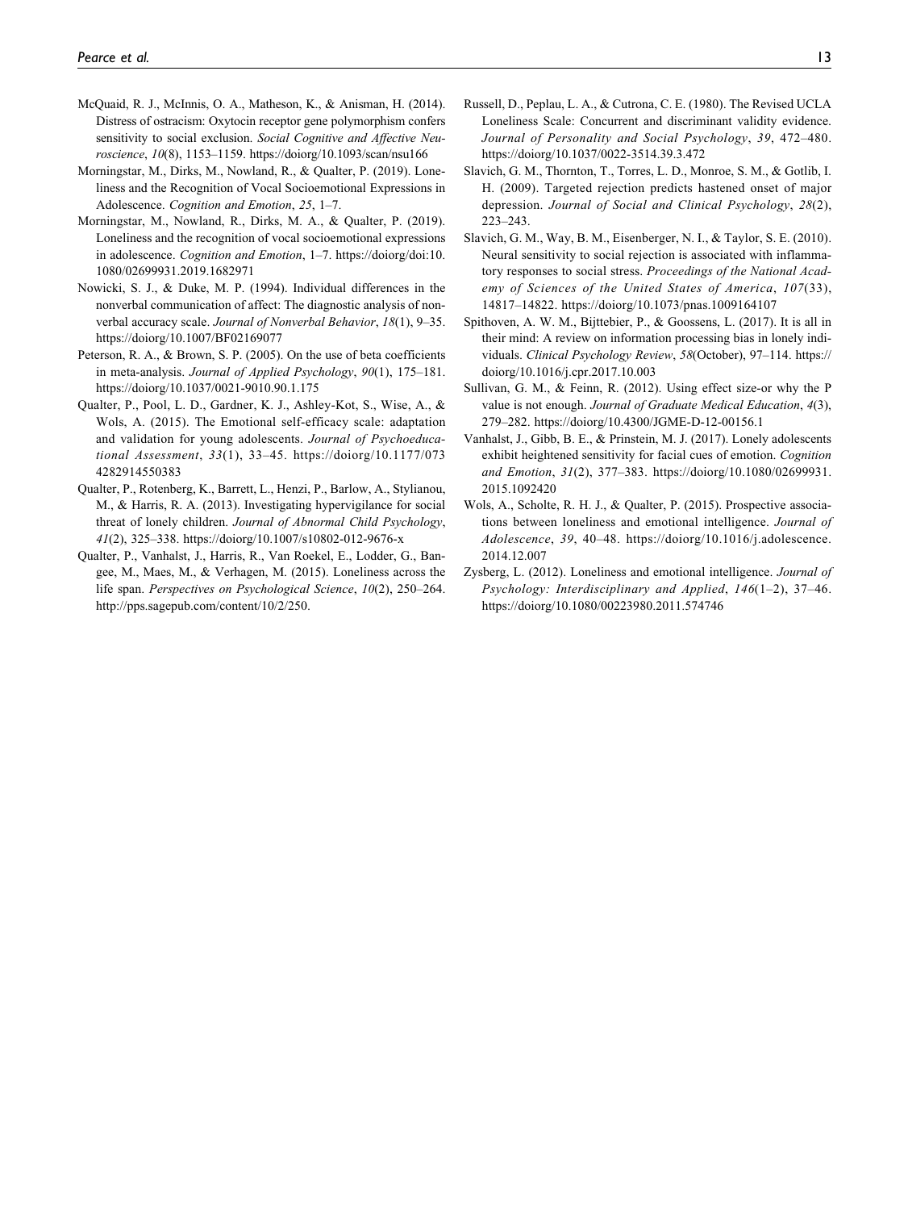McQuaid, R. J., McInnis, O. A., Matheson, K., & Anisman, H. (2014). Distress of ostracism: Oxytocin receptor gene polymorphism confers sensitivity to social exclusion. *Social Cognitive and Affective Neuroscience*, *10*(8), 1153–1159. https://doiorg/10.1093/scan/nsu166

Morningstar, M., Dirks, M., Nowland, R., & Qualter, P. (2019). Loneliness and the Recognition of Vocal Socioemotional Expressions in Adolescence. *Cognition and Emotion*, *25*, 1–7.

Morningstar, M., Nowland, R., Dirks, M. A., & Qualter, P. (2019). Loneliness and the recognition of vocal socioemotional expressions in adolescence. *Cognition and Emotion*, 1–7. https://doiorg/doi:10.1080/02699931.2019.1682971

Nowicki, S. J., & Duke, M. P. (1994). Individual differences in the nonverbal communication of affect: The diagnostic analysis of nonverbal accuracy scale. *Journal of Nonverbal Behavior*, *18*(1), 9–35. https://doiorg/10.1007/BF02169077

Peterson, R. A., & Brown, S. P. (2005). On the use of beta coefficients in meta-analysis. *Journal of Applied Psychology*, *90*(1), 175–181. https://doiorg/10.1037/0021-9010.90.1.175

Qualter, P., Pool, L. D., Gardner, K. J., Ashley-Kot, S., Wise, A., & Wols, A. (2015). The Emotional self-efficacy scale: adaptation and validation for young adolescents. *Journal of Psychoeducational Assessment*, *33*(1), 33–45. https://doiorg/10.1177/0734282914550383

Qualter, P., Rotenberg, K., Barrett, L., Henzi, P., Barlow, A., Stylianou, M., & Harris, R. A. (2013). Investigating hypervigilance for social threat of lonely children. *Journal of Abnormal Child Psychology*, *41*(2), 325–338. https://doiorg/10.1007/s10802-012-9676-x

Qualter, P., Vanhalst, J., Harris, R., Van Roekel, E., Lodder, G., Bangee, M., Maes, M., & Verhagen, M. (2015). Loneliness across the life span. *Perspectives on Psychological Science*, *10*(2), 250–264. http://pps.sagepub.com/content/10/2/250.

Russell, D., Peplau, L. A., & Cutrona, C. E. (1980). The Revised UCLA Loneliness Scale: Concurrent and discriminant validity evidence. *Journal of Personality and Social Psychology*, *39*, 472–480. https://doiorg/10.1037/0022-3514.39.3.472

Slavich, G. M., Thornton, T., Torres, L. D., Monroe, S. M., & Gotlib, I. H. (2009). Targeted rejection predicts hastened onset of major depression. *Journal of Social and Clinical Psychology*, *28*(2), 223–243.

Slavich, G. M., Way, B. M., Eisenberger, N. I., & Taylor, S. E. (2010). Neural sensitivity to social rejection is associated with inflammatory responses to social stress. *Proceedings of the National Academy of Sciences of the United States of America*, *107*(33), 14817–14822. https://doiorg/10.1073/pnas.1009164107

Spithoven, A. W. M., Bijttebier, P., & Goossens, L. (2017). It is all in their mind: A review on information processing bias in lonely individuals. *Clinical Psychology Review*, *58*(October), 97–114. https://doiorg/10.1016/j.cpr.2017.10.003

Sullivan, G. M., & Feinn, R. (2012). Using effect size-or why the P value is not enough. *Journal of Graduate Medical Education*, *4*(3), 279–282. https://doiorg/10.4300/JGME-D-12-00156.1

Vanhalst, J., Gibb, B. E., & Prinstein, M. J. (2017). Lonely adolescents exhibit heightened sensitivity for facial cues of emotion. *Cognition and Emotion*, *31*(2), 377–383. https://doiorg/10.1080/02699931.2015.1092420

Wols, A., Scholte, R. H. J., & Qualter, P. (2015). Prospective associations between loneliness and emotional intelligence. *Journal of Adolescence*, *39*, 40–48. https://doiorg/10.1016/j.adolescence.2014.12.007

Zysberg, L. (2012). Loneliness and emotional intelligence. *Journal of Psychology: Interdisciplinary and Applied*, *146*(1–2), 37–46. https://doiorg/10.1080/00223980.2011.574746